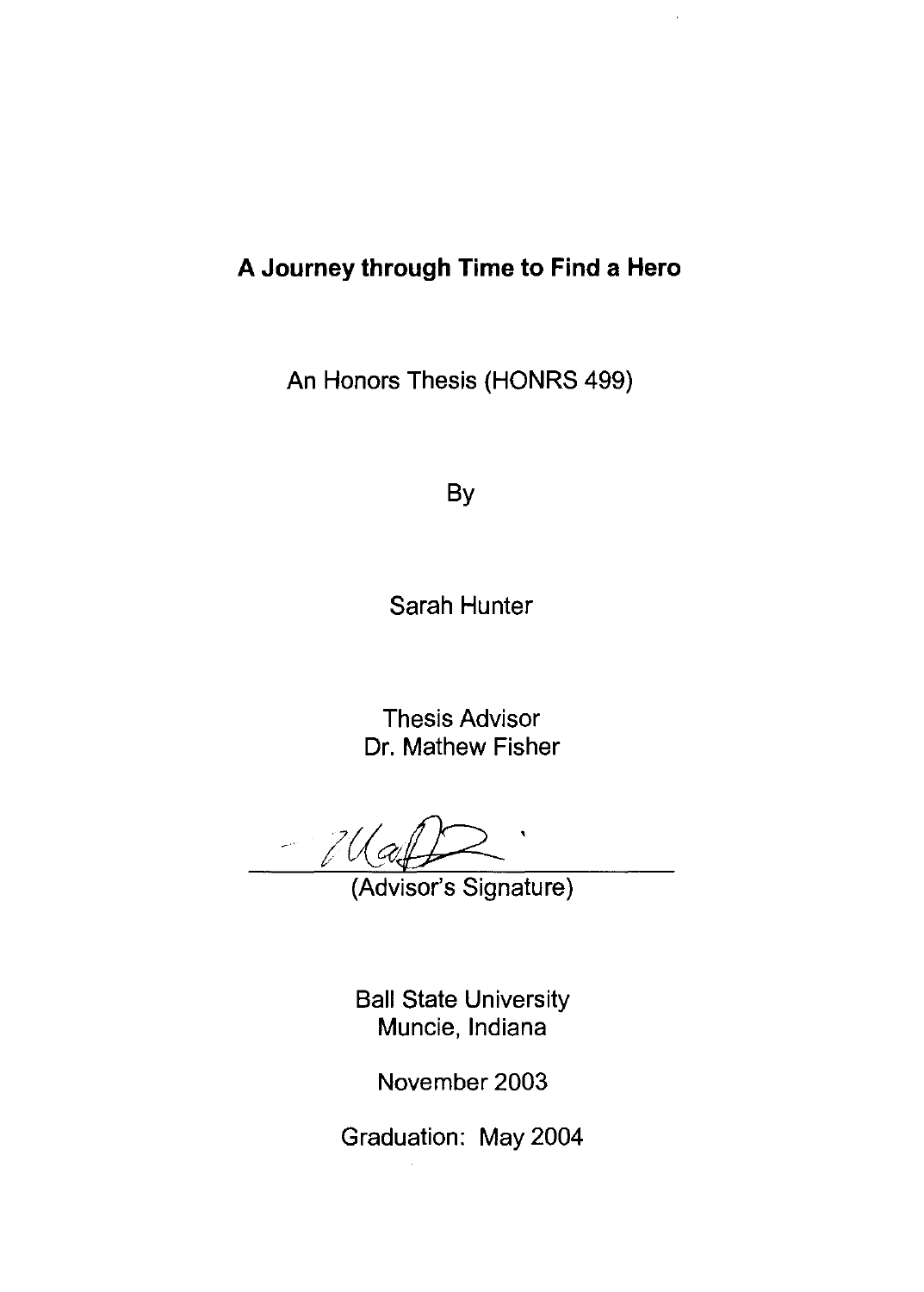# A Journey through Time to Find a Hero

An Honors Thesis (HONRS 499)

By

Sarah Hunter

Thesis Advisor
Dr. Mathew Fisher

(Advisor's Signature)

Ball State University
Muncie, Indiana

November 2003

Graduation: May 2004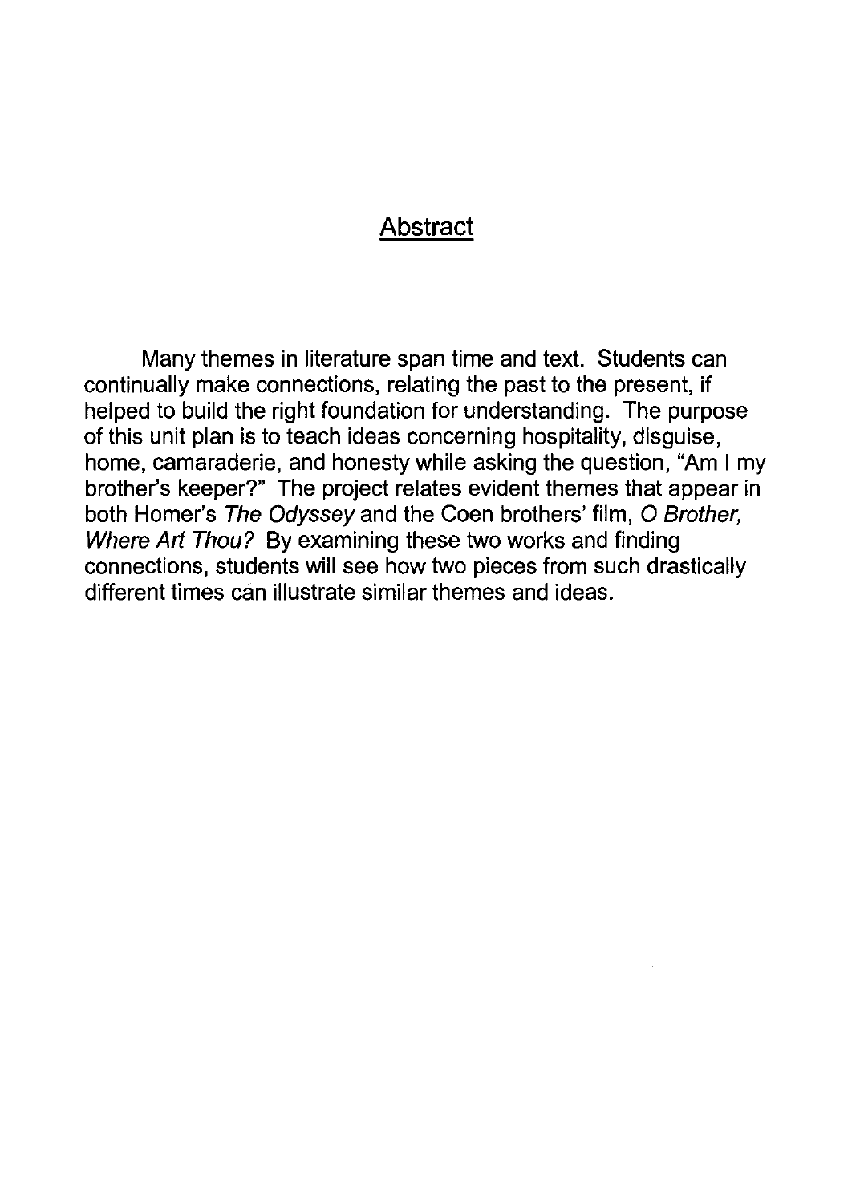## Abstract

Many themes in literature span time and text. Students can continually make connections, relating the past to the present, if helped to build the right foundation for understanding. The purpose of this unit plan is to teach ideas concerning hospitality, disguise, home, camaraderie, and honesty while asking the question, "Am I my brother's keeper?" The project relates evident themes that appear in both Homer's *The Odyssey* and the Coen brothers' film, *O Brother, Where Art Thou?* By examining these two works and finding connections, students will see how two pieces from such drastically different times can illustrate similar themes and ideas.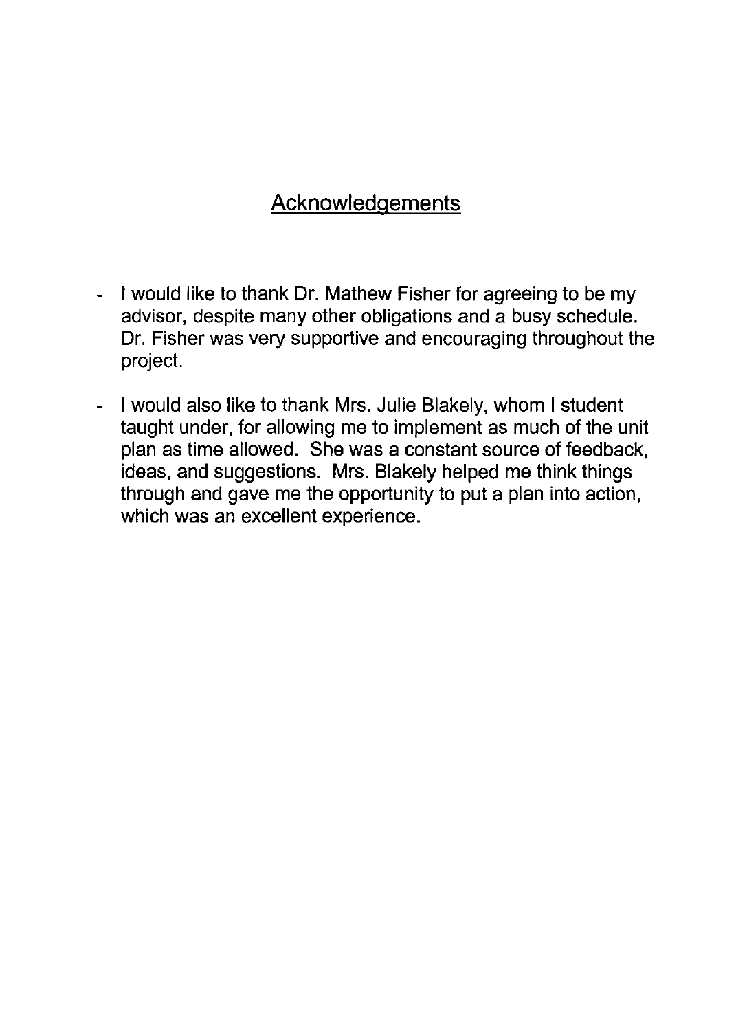# Acknowledgements

- I would like to thank Dr. Mathew Fisher for agreeing to be my advisor, despite many other obligations and a busy schedule. Dr. Fisher was very supportive and encouraging throughout the project.

- I would also like to thank Mrs. Julie Blakely, whom I student taught under, for allowing me to implement as much of the unit plan as time allowed. She was a constant source of feedback, ideas, and suggestions. Mrs. Blakely helped me think things through and gave me the opportunity to put a plan into action, which was an excellent experience.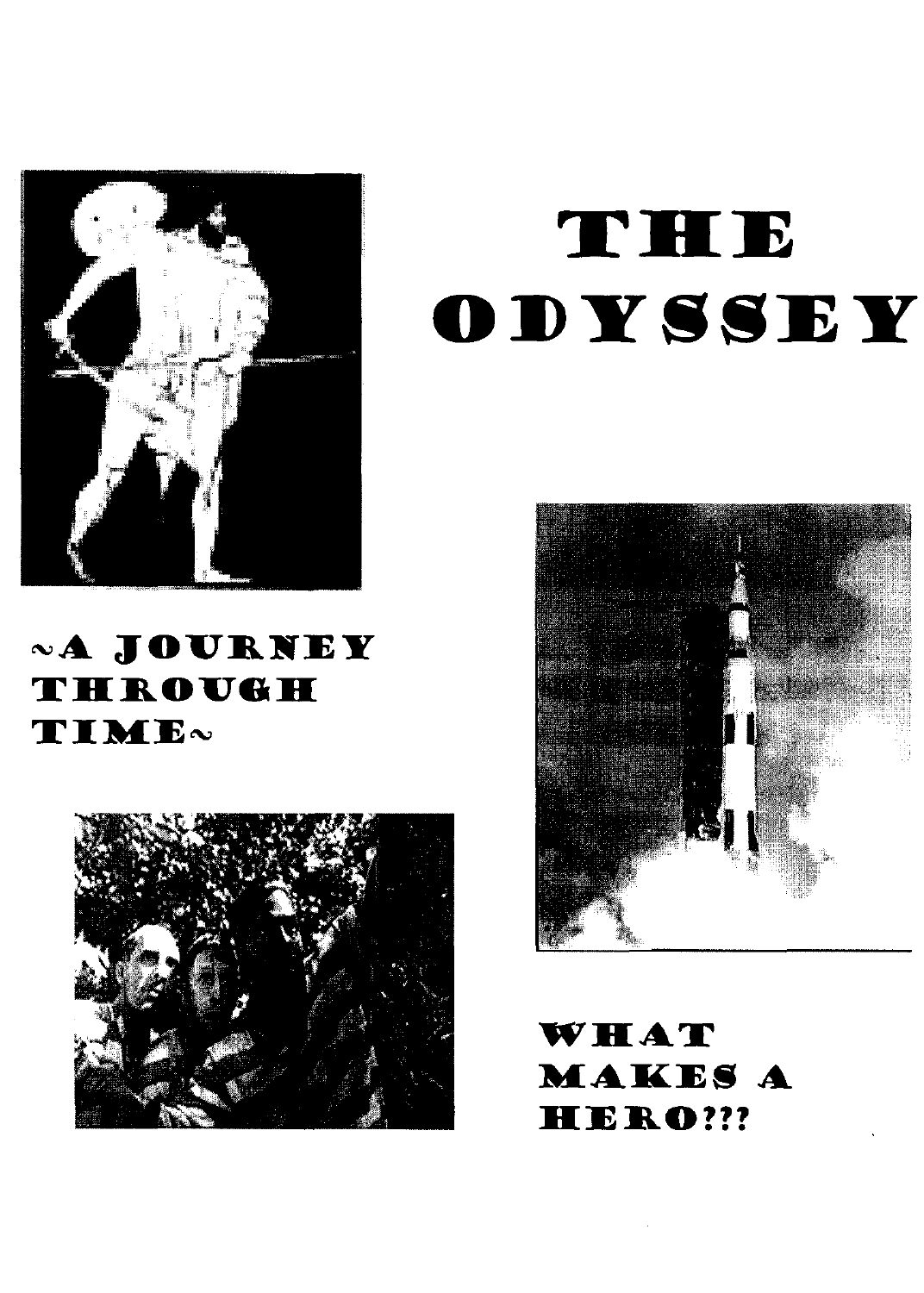# THE ODYSSEY

## ~A JOURNEY THROUGH TIME~

## WHAT MAKES A HERO???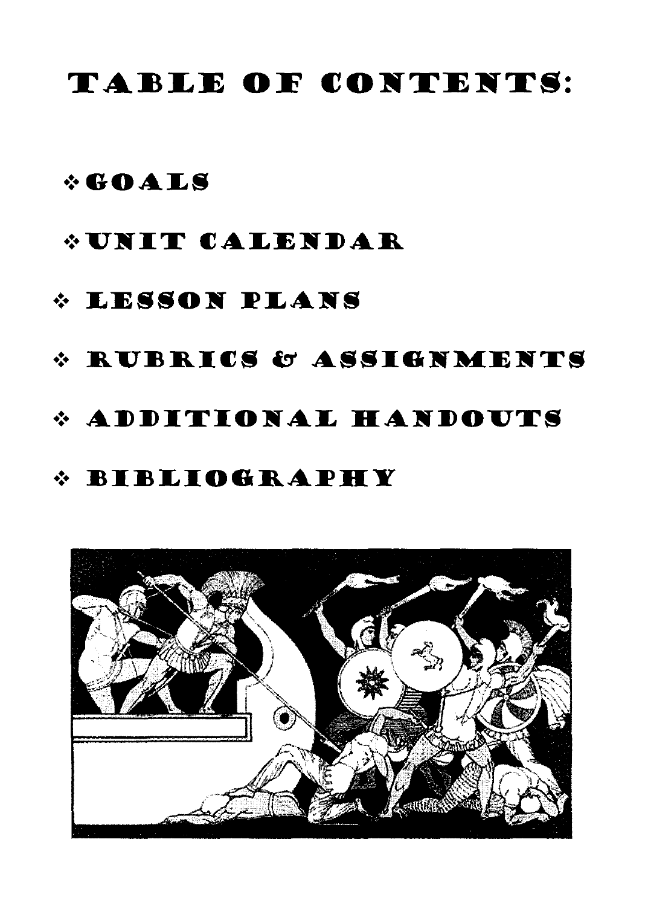# TABLE OF CONTENTS:

- GOALS
- UNIT CALENDAR
- LESSON PLANS
- RUBRICS & ASSIGNMENTS
- ADDITIONAL HANDOUTS
- BIBLIOGRAPHY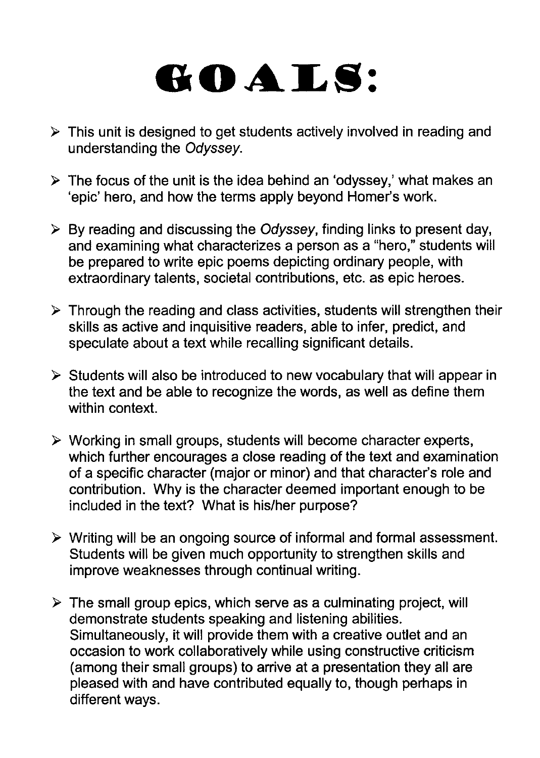# GOALS:

- This unit is designed to get students actively involved in reading and understanding the *Odyssey*.

- The focus of the unit is the idea behind an 'odyssey,' what makes an 'epic' hero, and how the terms apply beyond Homer's work.

- By reading and discussing the *Odyssey*, finding links to present day, and examining what characterizes a person as a "hero," students will be prepared to write epic poems depicting ordinary people, with extraordinary talents, societal contributions, etc. as epic heroes.

- Through the reading and class activities, students will strengthen their skills as active and inquisitive readers, able to infer, predict, and speculate about a text while recalling significant details.

- Students will also be introduced to new vocabulary that will appear in the text and be able to recognize the words, as well as define them within context.

- Working in small groups, students will become character experts, which further encourages a close reading of the text and examination of a specific character (major or minor) and that character's role and contribution. Why is the character deemed important enough to be included in the text? What is his/her purpose?

- Writing will be an ongoing source of informal and formal assessment. Students will be given much opportunity to strengthen skills and improve weaknesses through continual writing.

- The small group epics, which serve as a culminating project, will demonstrate students speaking and listening abilities. Simultaneously, it will provide them with a creative outlet and an occasion to work collaboratively while using constructive criticism (among their small groups) to arrive at a presentation they all are pleased with and have contributed equally to, though perhaps in different ways.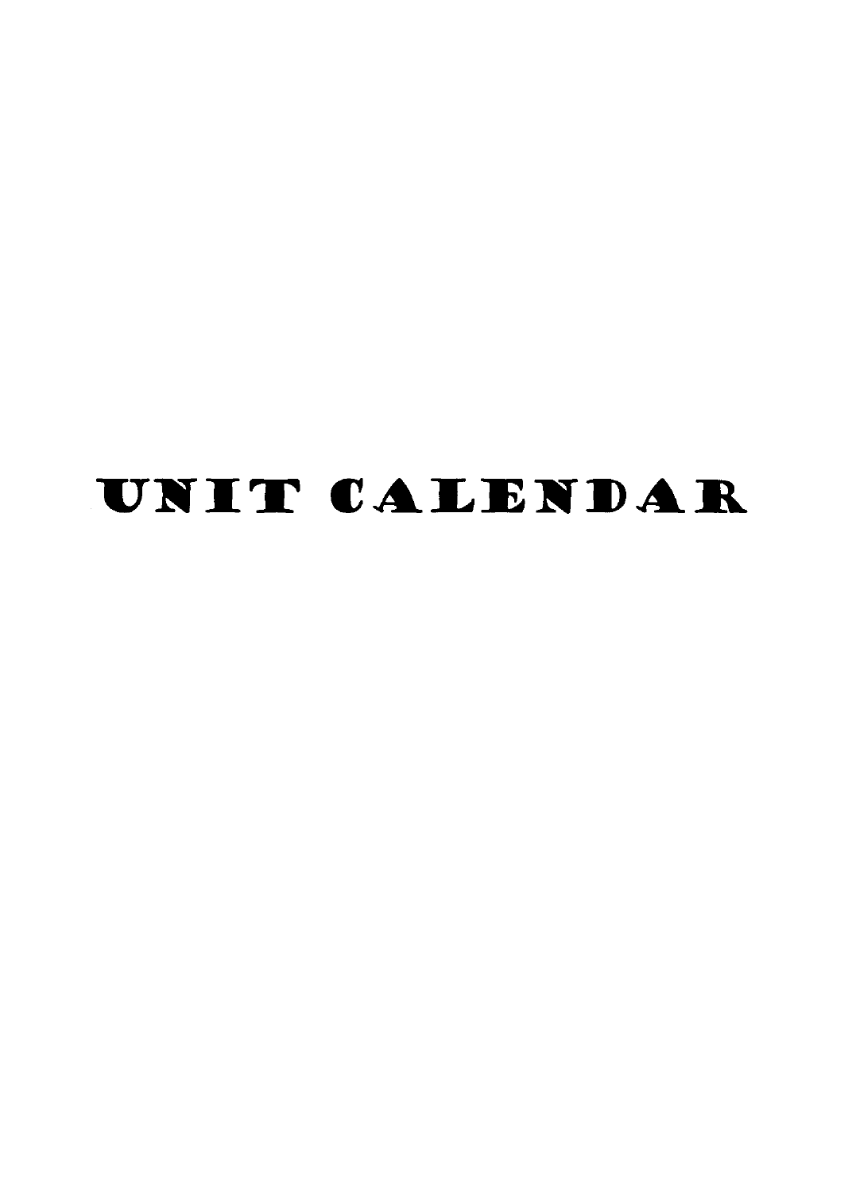# UNIT CALENDAR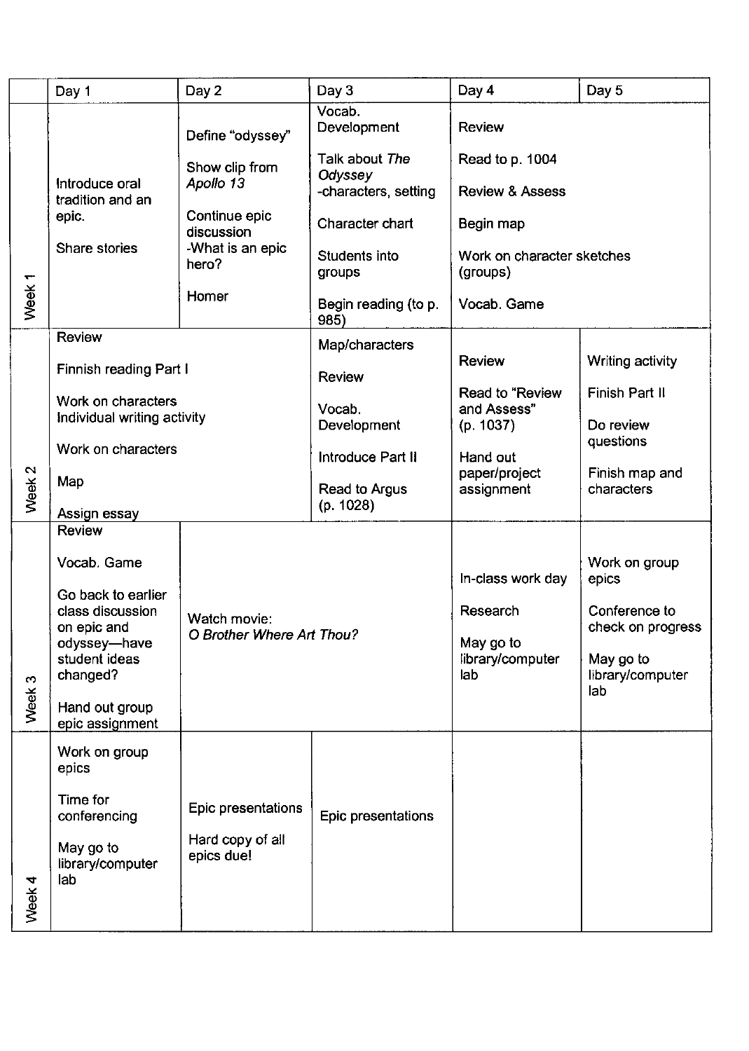| | Day 1 | Day 2 | Day 3 | Day 4 | Day 5 |
|---|---|---|---|---|---|
| Week 1 | Introduce oral tradition and an epic.<br><br>Share stories | Define "odyssey"<br><br>Show clip from *Apollo 13*<br><br>Continue epic discussion<br>-What is an epic hero?<br><br>Homer | Vocab. Development<br><br>Talk about *The Odyssey*<br>-characters, setting<br><br>Character chart<br><br>Students into groups<br><br>Begin reading (to p. 985) | Review<br><br>Read to p. 1004<br><br>Review & Assess<br><br>Begin map<br><br>Work on character sketches (groups)<br><br>Vocab. Game | |
| Week 2 | Review<br><br>Finnish reading Part I<br><br>Work on characters<br>Individual writing activity<br><br>Work on characters<br><br>Map<br><br>Assign essay | | Map/characters<br><br>Review<br><br>Vocab. Development<br><br>Introduce Part II<br><br>Read to Argus (p. 1028) | Review<br><br>Read to "Review and Assess" (p. 1037)<br><br>Hand out paper/project assignment | Writing activity<br><br>Finish Part II<br><br>Do review questions<br><br>Finish map and characters |
| Week 3 | Review<br><br>Vocab. Game<br><br>Go back to earlier class discussion on epic and odyssey—have student ideas changed?<br><br>Hand out group epic assignment | Watch movie:<br>*O Brother Where Art Thou?* | | In-class work day<br><br>Research<br><br>May go to library/computer lab | Work on group epics<br><br>Conference to check on progress<br><br>May go to library/computer lab |
| Week 4 | Work on group epics<br><br>Time for conferencing<br><br>May go to library/computer lab | Epic presentations<br><br>Hard copy of all epics due! | Epic presentations | | |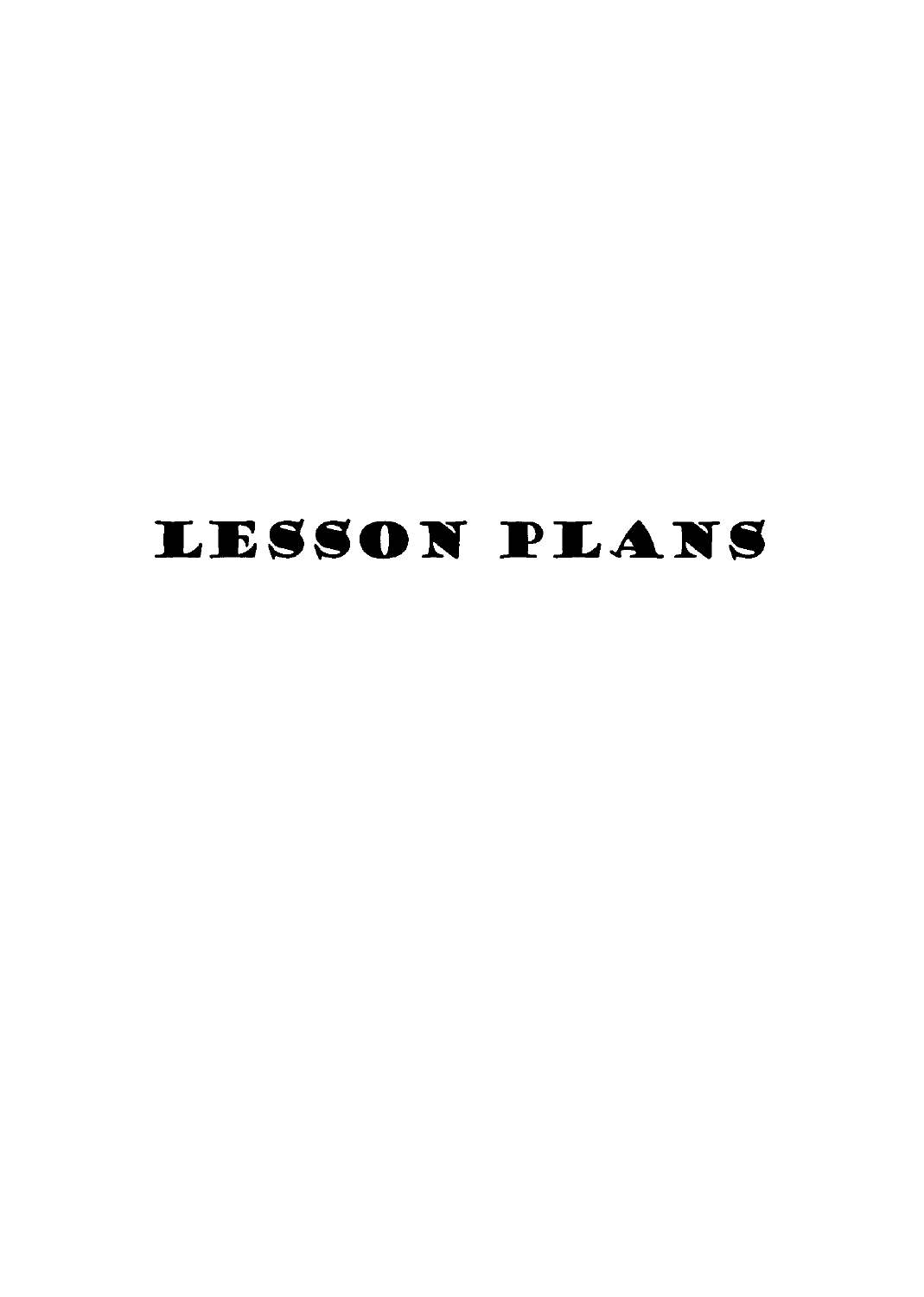# LESSON PLANS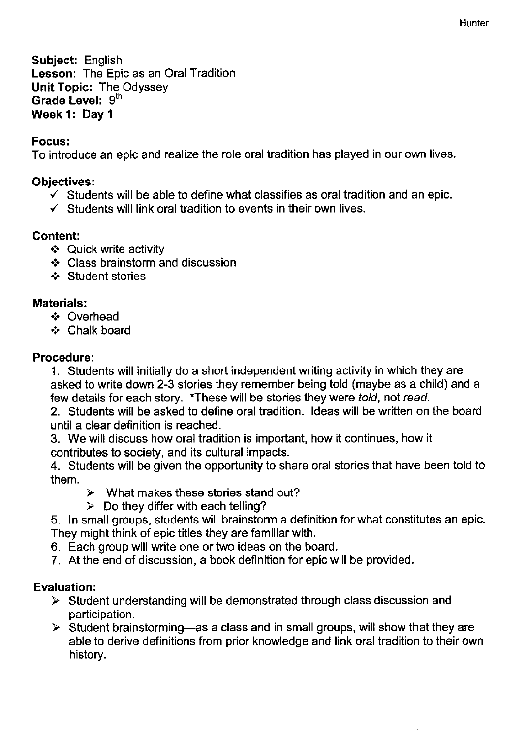**Subject:** English
**Lesson:** The Epic as an Oral Tradition
**Unit Topic:** The Odyssey
**Grade Level:** 9th
**Week 1: Day 1**

**Focus:**
To introduce an epic and realize the role oral tradition has played in our own lives.

**Objectives:**

- ✓ Students will be able to define what classifies as oral tradition and an epic.
- ✓ Students will link oral tradition to events in their own lives.

**Content:**

- ❖ Quick write activity
- ❖ Class brainstorm and discussion
- ❖ Student stories

**Materials:**

- ❖ Overhead
- ❖ Chalk board

**Procedure:**

1. Students will initially do a short independent writing activity in which they are asked to write down 2-3 stories they remember being told (maybe as a child) and a few details for each story. *These will be stories they were *told*, not *read*.
2. Students will be asked to define oral tradition. Ideas will be written on the board until a clear definition is reached.
3. We will discuss how oral tradition is important, how it continues, how it contributes to society, and its cultural impacts.
4. Students will be given the opportunity to share oral stories that have been told to them.
   - ➢ What makes these stories stand out?
   - ➢ Do they differ with each telling?
5. In small groups, students will brainstorm a definition for what constitutes an epic. They might think of epic titles they are familiar with.
6. Each group will write one or two ideas on the board.
7. At the end of discussion, a book definition for epic will be provided.

**Evaluation:**

- ➢ Student understanding will be demonstrated through class discussion and participation.
- ➢ Student brainstorming—as a class and in small groups, will show that they are able to derive definitions from prior knowledge and link oral tradition to their own history.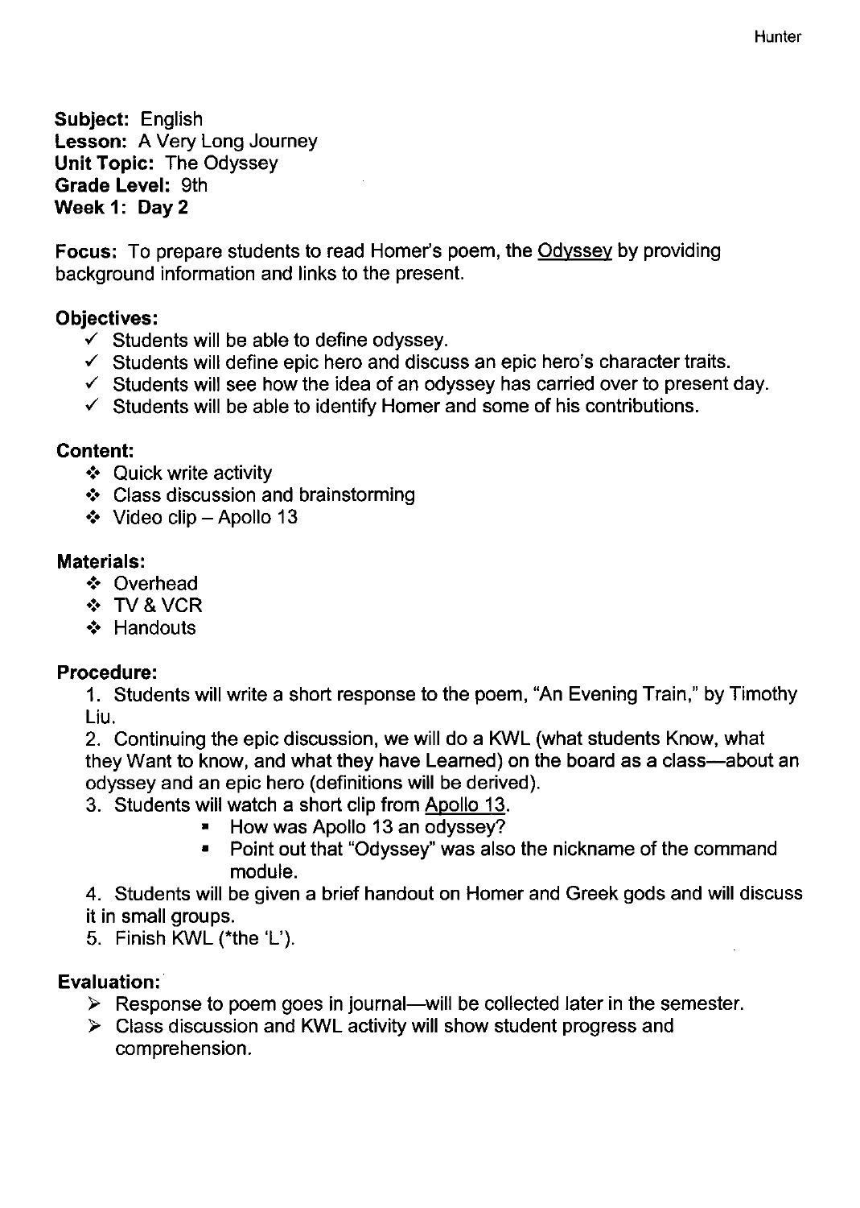**Subject:** English
**Lesson:** A Very Long Journey
**Unit Topic:** The Odyssey
**Grade Level:** 9th
**Week 1: Day 2**

**Focus:** To prepare students to read Homer's poem, the Odyssey by providing background information and links to the present.

**Objectives:**

- ✓ Students will be able to define odyssey.
- ✓ Students will define epic hero and discuss an epic hero's character traits.
- ✓ Students will see how the idea of an odyssey has carried over to present day.
- ✓ Students will be able to identify Homer and some of his contributions.

**Content:**

- ❖ Quick write activity
- ❖ Class discussion and brainstorming
- ❖ Video clip – Apollo 13

**Materials:**

- ❖ Overhead
- ❖ TV & VCR
- ❖ Handouts

**Procedure:**

1. Students will write a short response to the poem, "An Evening Train," by Timothy Liu.
2. Continuing the epic discussion, we will do a KWL (what students Know, what they Want to know, and what they have Learned) on the board as a class—about an odyssey and an epic hero (definitions will be derived).
3. Students will watch a short clip from Apollo 13.
   - How was Apollo 13 an odyssey?
   - Point out that "Odyssey" was also the nickname of the command module.
4. Students will be given a brief handout on Homer and Greek gods and will discuss it in small groups.
5. Finish KWL (*the 'L').

**Evaluation:**

- ➢ Response to poem goes in journal—will be collected later in the semester.
- ➢ Class discussion and KWL activity will show student progress and comprehension.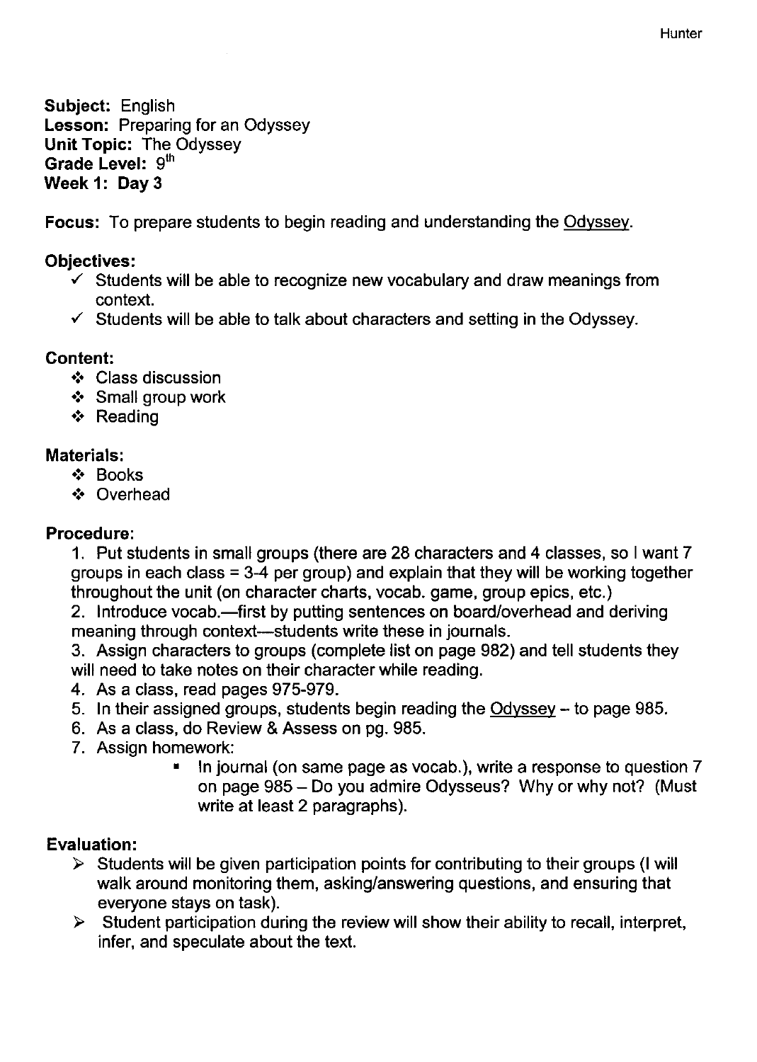**Subject:** English
**Lesson:** Preparing for an Odyssey
**Unit Topic:** The Odyssey
**Grade Level:** 9th
**Week 1: Day 3**

**Focus:** To prepare students to begin reading and understanding the Odyssey.

**Objectives:**

- ✓ Students will be able to recognize new vocabulary and draw meanings from context.
- ✓ Students will be able to talk about characters and setting in the Odyssey.

**Content:**

- ❖ Class discussion
- ❖ Small group work
- ❖ Reading

**Materials:**

- ❖ Books
- ❖ Overhead

**Procedure:**

1. Put students in small groups (there are 28 characters and 4 classes, so I want 7 groups in each class = 3-4 per group) and explain that they will be working together throughout the unit (on character charts, vocab. game, group epics, etc.)
2. Introduce vocab.—first by putting sentences on board/overhead and deriving meaning through context—students write these in journals.
3. Assign characters to groups (complete list on page 982) and tell students they will need to take notes on their character while reading.
4. As a class, read pages 975-979.
5. In their assigned groups, students begin reading the Odyssey – to page 985.
6. As a class, do Review & Assess on pg. 985.
7. Assign homework:
   - In journal (on same page as vocab.), write a response to question 7 on page 985 – Do you admire Odysseus? Why or why not? (Must write at least 2 paragraphs).

**Evaluation:**

- ➢ Students will be given participation points for contributing to their groups (I will walk around monitoring them, asking/answering questions, and ensuring that everyone stays on task).
- ➢ Student participation during the review will show their ability to recall, interpret, infer, and speculate about the text.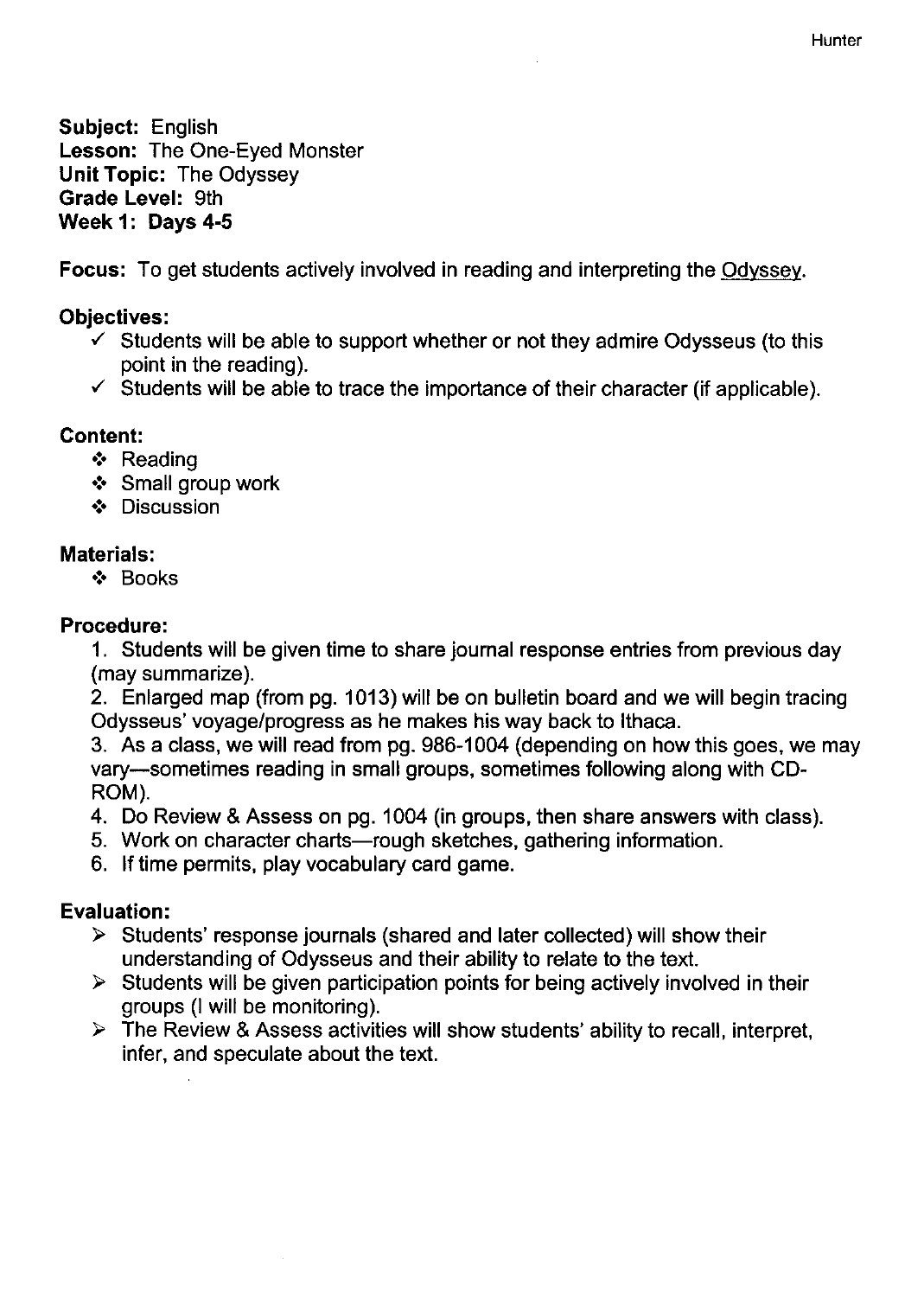**Subject:** English
**Lesson:** The One-Eyed Monster
**Unit Topic:** The Odyssey
**Grade Level:** 9th
**Week 1: Days 4-5**

**Focus:** To get students actively involved in reading and interpreting the Odyssey.

**Objectives:**

- ✓ Students will be able to support whether or not they admire Odysseus (to this point in the reading).
- ✓ Students will be able to trace the importance of their character (if applicable).

**Content:**

- ❖ Reading
- ❖ Small group work
- ❖ Discussion

**Materials:**

- ❖ Books

**Procedure:**

1. Students will be given time to share journal response entries from previous day (may summarize).
2. Enlarged map (from pg. 1013) will be on bulletin board and we will begin tracing Odysseus' voyage/progress as he makes his way back to Ithaca.
3. As a class, we will read from pg. 986-1004 (depending on how this goes, we may vary—sometimes reading in small groups, sometimes following along with CD-ROM).
4. Do Review & Assess on pg. 1004 (in groups, then share answers with class).
5. Work on character charts—rough sketches, gathering information.
6. If time permits, play vocabulary card game.

**Evaluation:**

- ➢ Students' response journals (shared and later collected) will show their understanding of Odysseus and their ability to relate to the text.
- ➢ Students will be given participation points for being actively involved in their groups (I will be monitoring).
- ➢ The Review & Assess activities will show students' ability to recall, interpret, infer, and speculate about the text.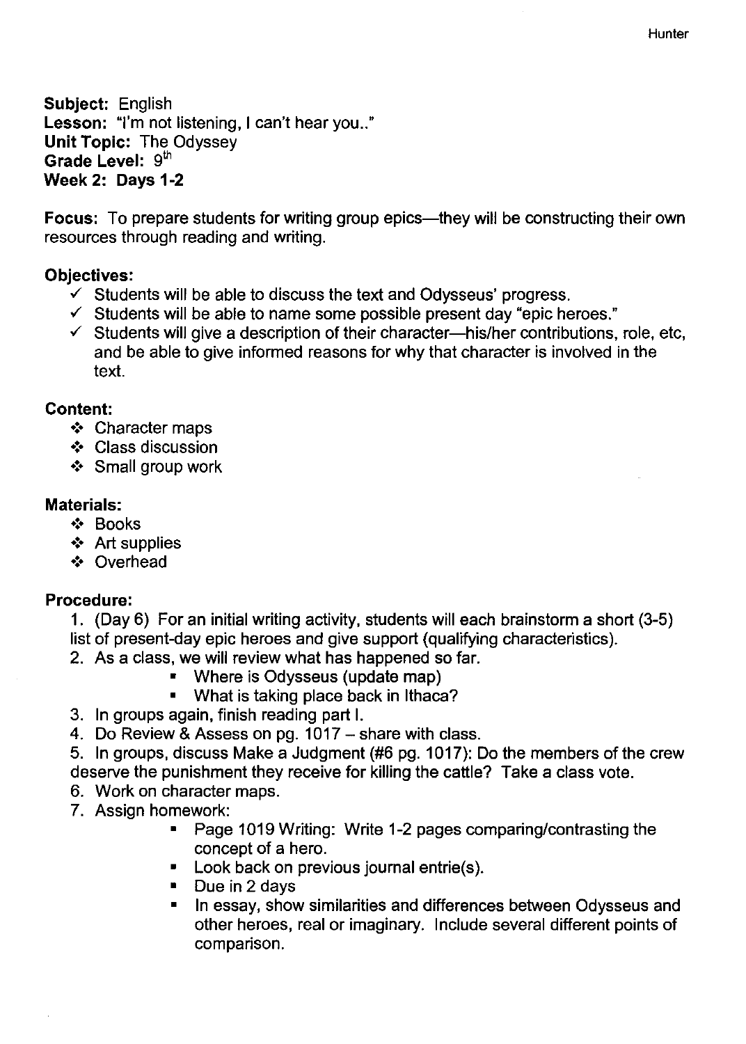**Subject:** English
**Lesson:** "I'm not listening, I can't hear you.."
**Unit Topic:** The Odyssey
**Grade Level:** 9th
**Week 2: Days 1-2**

**Focus:** To prepare students for writing group epics—they will be constructing their own resources through reading and writing.

**Objectives:**

- ✓ Students will be able to discuss the text and Odysseus' progress.
- ✓ Students will be able to name some possible present day "epic heroes."
- ✓ Students will give a description of their character—his/her contributions, role, etc, and be able to give informed reasons for why that character is involved in the text.

**Content:**

- ❖ Character maps
- ❖ Class discussion
- ❖ Small group work

**Materials:**

- ❖ Books
- ❖ Art supplies
- ❖ Overhead

**Procedure:**

1. (Day 6) For an initial writing activity, students will each brainstorm a short (3-5) list of present-day epic heroes and give support (qualifying characteristics).
2. As a class, we will review what has happened so far.
   - Where is Odysseus (update map)
   - What is taking place back in Ithaca?
3. In groups again, finish reading part I.
4. Do Review & Assess on pg. 1017 – share with class.
5. In groups, discuss Make a Judgment (#6 pg. 1017): Do the members of the crew deserve the punishment they receive for killing the cattle? Take a class vote.
6. Work on character maps.
7. Assign homework:
   - Page 1019 Writing: Write 1-2 pages comparing/contrasting the concept of a hero.
   - Look back on previous journal entrie(s).
   - Due in 2 days
   - In essay, show similarities and differences between Odysseus and other heroes, real or imaginary. Include several different points of comparison.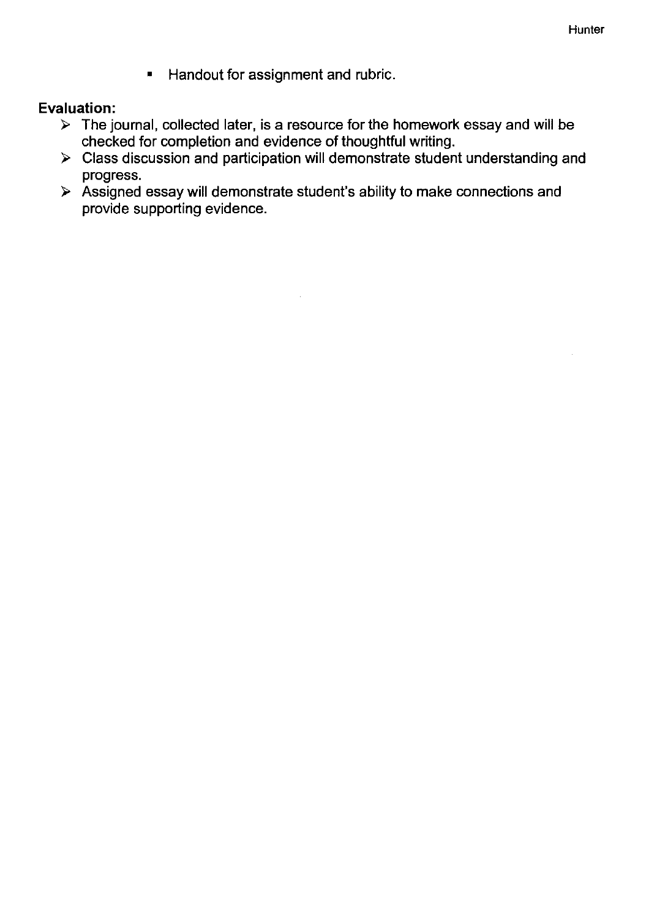- Handout for assignment and rubric.

**Evaluation:**

- The journal, collected later, is a resource for the homework essay and will be checked for completion and evidence of thoughtful writing.
- Class discussion and participation will demonstrate student understanding and progress.
- Assigned essay will demonstrate student's ability to make connections and provide supporting evidence.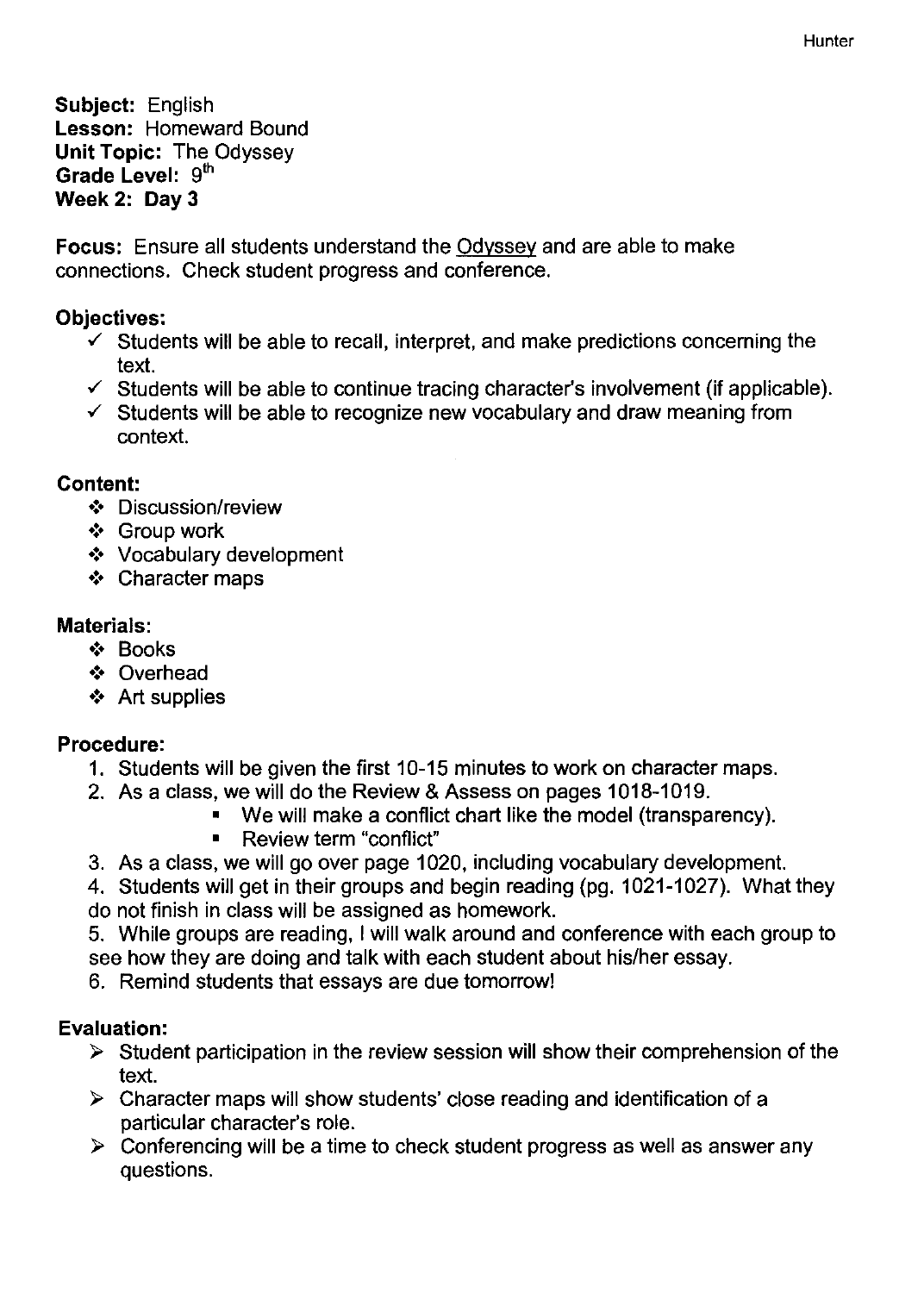**Subject:** English
**Lesson:** Homeward Bound
**Unit Topic:** The Odyssey
**Grade Level:** 9th
**Week 2: Day 3**

**Focus:** Ensure all students understand the Odyssey and are able to make connections. Check student progress and conference.

**Objectives:**

- ✓ Students will be able to recall, interpret, and make predictions concerning the text.
- ✓ Students will be able to continue tracing character's involvement (if applicable).
- ✓ Students will be able to recognize new vocabulary and draw meaning from context.

**Content:**

- ❖ Discussion/review
- ❖ Group work
- ❖ Vocabulary development
- ❖ Character maps

**Materials:**

- ❖ Books
- ❖ Overhead
- ❖ Art supplies

**Procedure:**

1. Students will be given the first 10-15 minutes to work on character maps.
2. As a class, we will do the Review & Assess on pages 1018-1019.
   - We will make a conflict chart like the model (transparency).
   - Review term "conflict"
3. As a class, we will go over page 1020, including vocabulary development.
4. Students will get in their groups and begin reading (pg. 1021-1027). What they do not finish in class will be assigned as homework.
5. While groups are reading, I will walk around and conference with each group to see how they are doing and talk with each student about his/her essay.
6. Remind students that essays are due tomorrow!

**Evaluation:**

- ➢ Student participation in the review session will show their comprehension of the text.
- ➢ Character maps will show students' close reading and identification of a particular character's role.
- ➢ Conferencing will be a time to check student progress as well as answer any questions.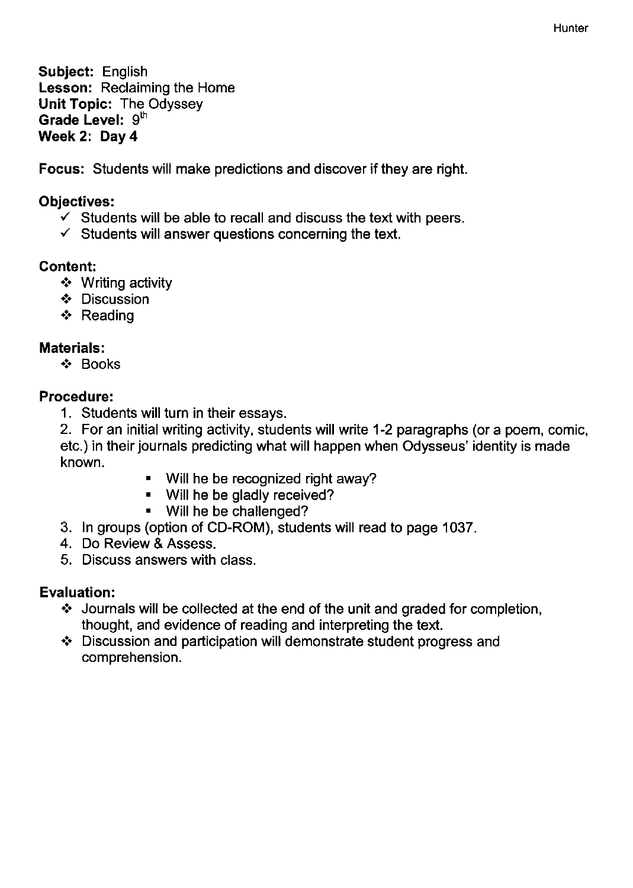**Subject:** English
**Lesson:** Reclaiming the Home
**Unit Topic:** The Odyssey
**Grade Level:** 9th
**Week 2: Day 4**

**Focus:** Students will make predictions and discover if they are right.

**Objectives:**

- ✓ Students will be able to recall and discuss the text with peers.
- ✓ Students will answer questions concerning the text.

**Content:**

- ❖ Writing activity
- ❖ Discussion
- ❖ Reading

**Materials:**

- ❖ Books

**Procedure:**

1. Students will turn in their essays.
2. For an initial writing activity, students will write 1-2 paragraphs (or a poem, comic, etc.) in their journals predicting what will happen when Odysseus' identity is made known.
   - Will he be recognized right away?
   - Will he be gladly received?
   - Will he be challenged?
3. In groups (option of CD-ROM), students will read to page 1037.
4. Do Review & Assess.
5. Discuss answers with class.

**Evaluation:**

- ❖ Journals will be collected at the end of the unit and graded for completion, thought, and evidence of reading and interpreting the text.
- ❖ Discussion and participation will demonstrate student progress and comprehension.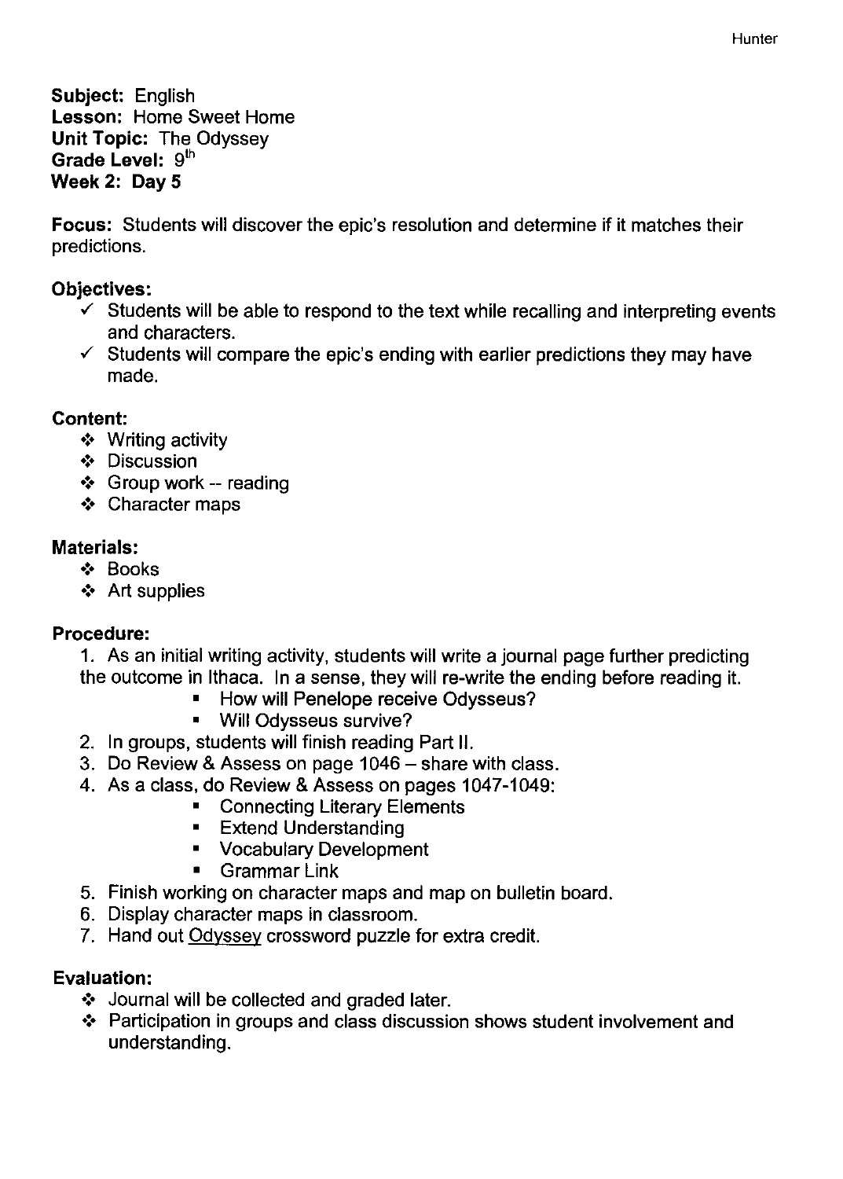**Subject:** English
**Lesson:** Home Sweet Home
**Unit Topic:** The Odyssey
**Grade Level:** 9th
**Week 2: Day 5**

**Focus:** Students will discover the epic's resolution and determine if it matches their predictions.

**Objectives:**

- ✓ Students will be able to respond to the text while recalling and interpreting events and characters.
- ✓ Students will compare the epic's ending with earlier predictions they may have made.

**Content:**

- ❖ Writing activity
- ❖ Discussion
- ❖ Group work -- reading
- ❖ Character maps

**Materials:**

- ❖ Books
- ❖ Art supplies

**Procedure:**

1. As an initial writing activity, students will write a journal page further predicting the outcome in Ithaca. In a sense, they will re-write the ending before reading it.
   - How will Penelope receive Odysseus?
   - Will Odysseus survive?
2. In groups, students will finish reading Part II.
3. Do Review & Assess on page 1046 – share with class.
4. As a class, do Review & Assess on pages 1047-1049:
   - Connecting Literary Elements
   - Extend Understanding
   - Vocabulary Development
   - Grammar Link
5. Finish working on character maps and map on bulletin board.
6. Display character maps in classroom.
7. Hand out Odyssey crossword puzzle for extra credit.

**Evaluation:**

- ❖ Journal will be collected and graded later.
- ❖ Participation in groups and class discussion shows student involvement and understanding.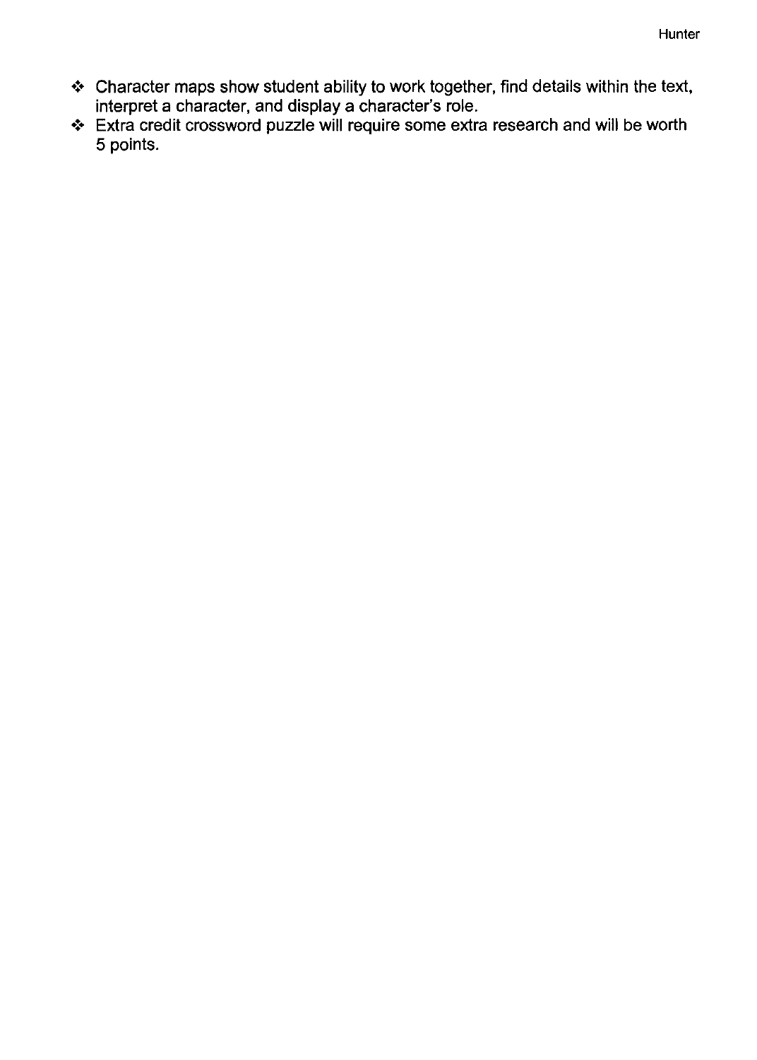- Character maps show student ability to work together, find details within the text, interpret a character, and display a character's role.
- Extra credit crossword puzzle will require some extra research and will be worth 5 points.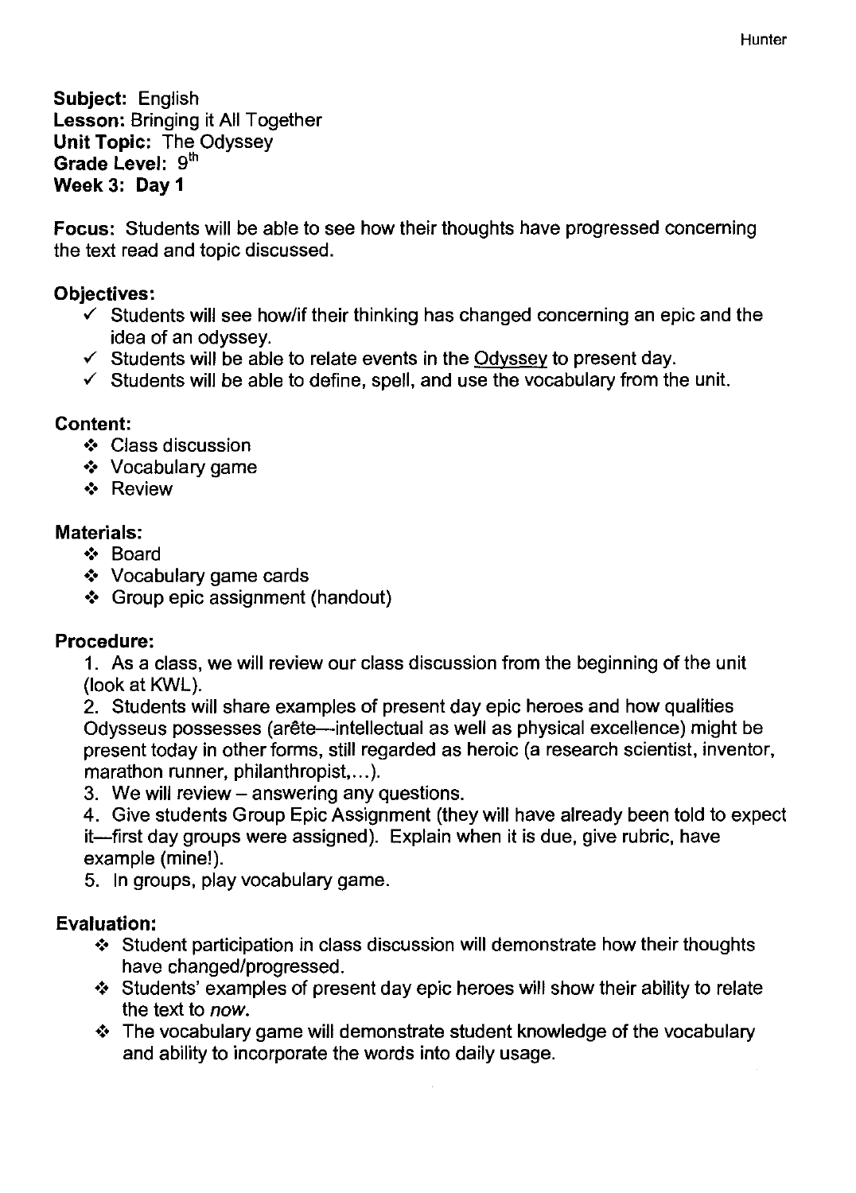**Subject:** English
**Lesson:** Bringing it All Together
**Unit Topic:** The Odyssey
**Grade Level:** 9th
**Week 3: Day 1**

**Focus:** Students will be able to see how their thoughts have progressed concerning the text read and topic discussed.

**Objectives:**

- ✓ Students will see how/if their thinking has changed concerning an epic and the idea of an odyssey.
- ✓ Students will be able to relate events in the Odyssey to present day.
- ✓ Students will be able to define, spell, and use the vocabulary from the unit.

**Content:**

- ❖ Class discussion
- ❖ Vocabulary game
- ❖ Review

**Materials:**

- ❖ Board
- ❖ Vocabulary game cards
- ❖ Group epic assignment (handout)

**Procedure:**

1. As a class, we will review our class discussion from the beginning of the unit (look at KWL).
2. Students will share examples of present day epic heroes and how qualities Odysseus possesses (arête—intellectual as well as physical excellence) might be present today in other forms, still regarded as heroic (a research scientist, inventor, marathon runner, philanthropist,…).
3. We will review – answering any questions.
4. Give students Group Epic Assignment (they will have already been told to expect it—first day groups were assigned). Explain when it is due, give rubric, have example (mine!).
5. In groups, play vocabulary game.

**Evaluation:**

- ❖ Student participation in class discussion will demonstrate how their thoughts have changed/progressed.
- ❖ Students' examples of present day epic heroes will show their ability to relate the text to *now*.
- ❖ The vocabulary game will demonstrate student knowledge of the vocabulary and ability to incorporate the words into daily usage.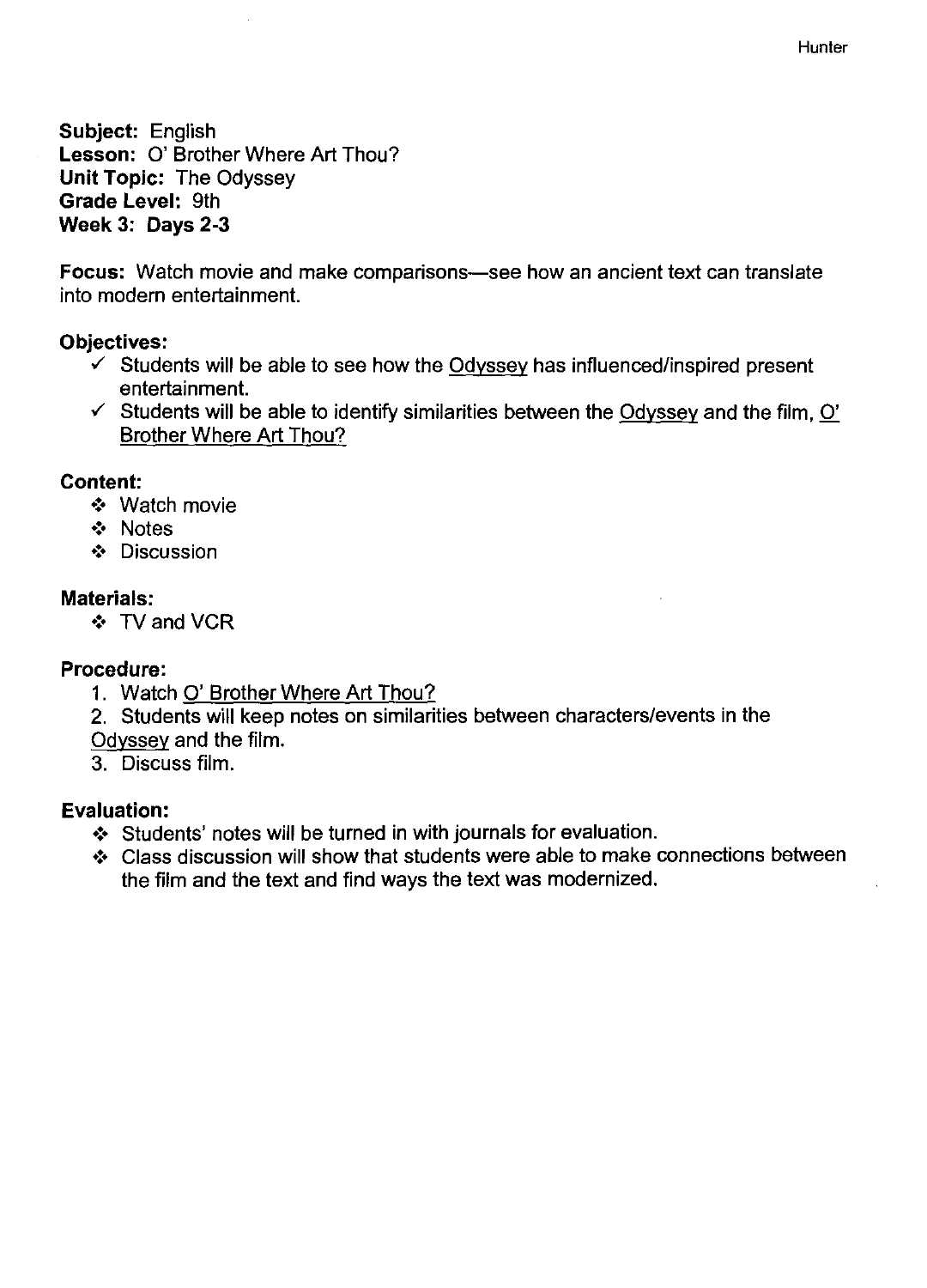**Subject:** English
**Lesson:** O' Brother Where Art Thou?
**Unit Topic:** The Odyssey
**Grade Level:** 9th
**Week 3: Days 2-3**

**Focus:** Watch movie and make comparisons—see how an ancient text can translate into modern entertainment.

**Objectives:**

- ✓ Students will be able to see how the Odyssey has influenced/inspired present entertainment.
- ✓ Students will be able to identify similarities between the Odyssey and the film, O' Brother Where Art Thou?

**Content:**

- ❖ Watch movie
- ❖ Notes
- ❖ Discussion

**Materials:**

- ❖ TV and VCR

**Procedure:**

1. Watch O' Brother Where Art Thou?
2. Students will keep notes on similarities between characters/events in the Odyssey and the film.
3. Discuss film.

**Evaluation:**

- ❖ Students' notes will be turned in with journals for evaluation.
- ❖ Class discussion will show that students were able to make connections between the film and the text and find ways the text was modernized.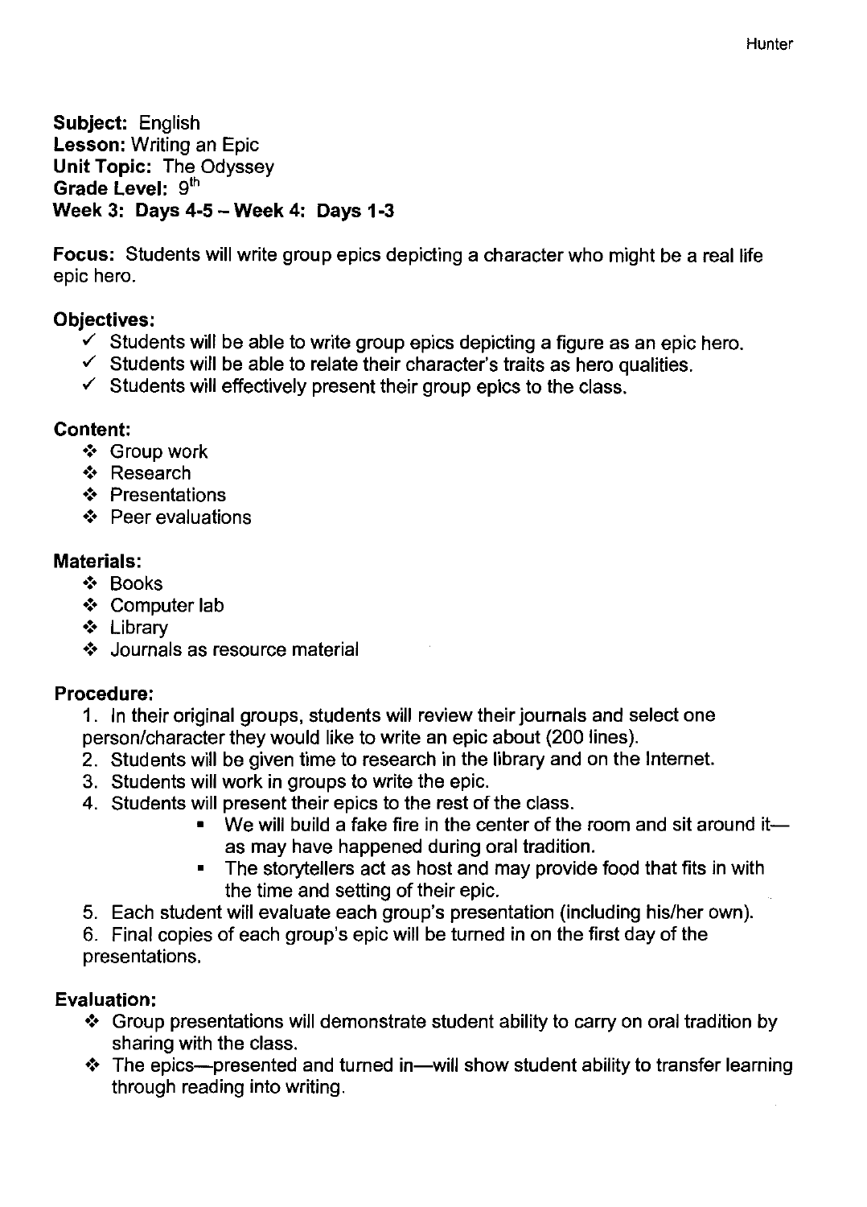**Subject:** English
**Lesson:** Writing an Epic
**Unit Topic:** The Odyssey
**Grade Level:** 9th
**Week 3: Days 4-5 – Week 4: Days 1-3**

**Focus:** Students will write group epics depicting a character who might be a real life epic hero.

**Objectives:**

- ✓ Students will be able to write group epics depicting a figure as an epic hero.
- ✓ Students will be able to relate their character's traits as hero qualities.
- ✓ Students will effectively present their group epics to the class.

**Content:**

- ❖ Group work
- ❖ Research
- ❖ Presentations
- ❖ Peer evaluations

**Materials:**

- ❖ Books
- ❖ Computer lab
- ❖ Library
- ❖ Journals as resource material

**Procedure:**

1. In their original groups, students will review their journals and select one person/character they would like to write an epic about (200 lines).
2. Students will be given time to research in the library and on the Internet.
3. Students will work in groups to write the epic.
4. Students will present their epics to the rest of the class.
    - We will build a fake fire in the center of the room and sit around it—as may have happened during oral tradition.
    - The storytellers act as host and may provide food that fits in with the time and setting of their epic.
5. Each student will evaluate each group's presentation (including his/her own).
6. Final copies of each group's epic will be turned in on the first day of the presentations.

**Evaluation:**

- ❖ Group presentations will demonstrate student ability to carry on oral tradition by sharing with the class.
- ❖ The epics—presented and turned in—will show student ability to transfer learning through reading into writing.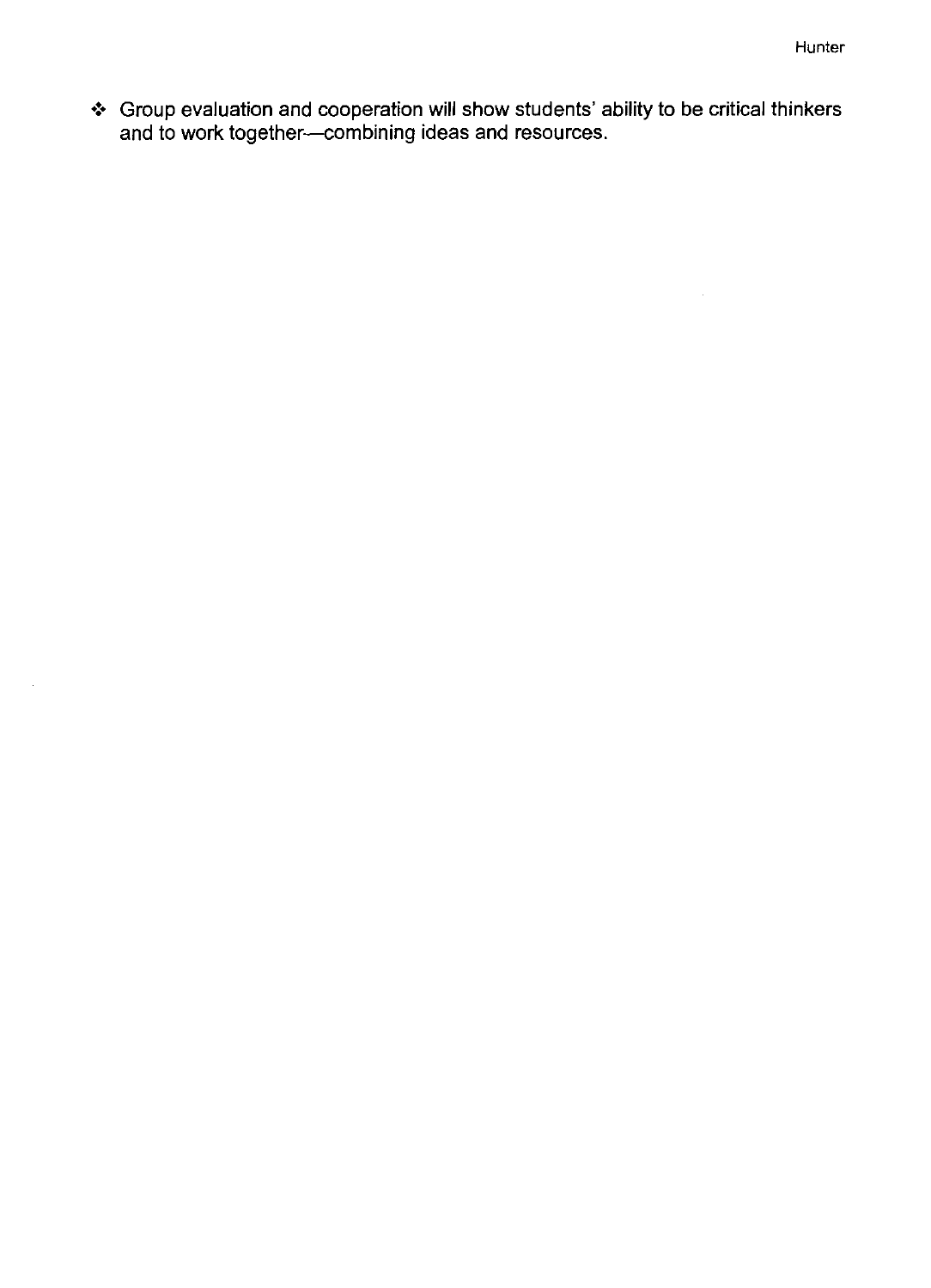- Group evaluation and cooperation will show students' ability to be critical thinkers and to work together—combining ideas and resources.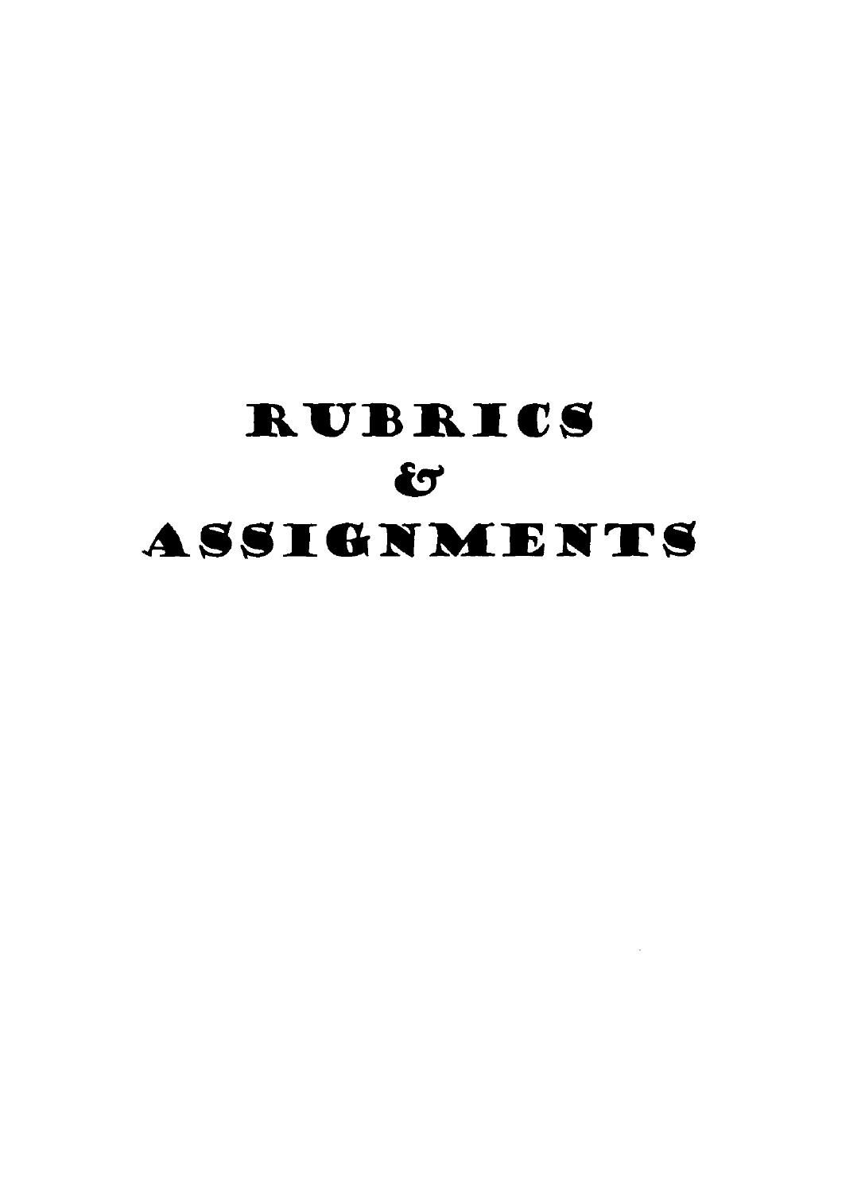# RUBRICS & ASSIGNMENTS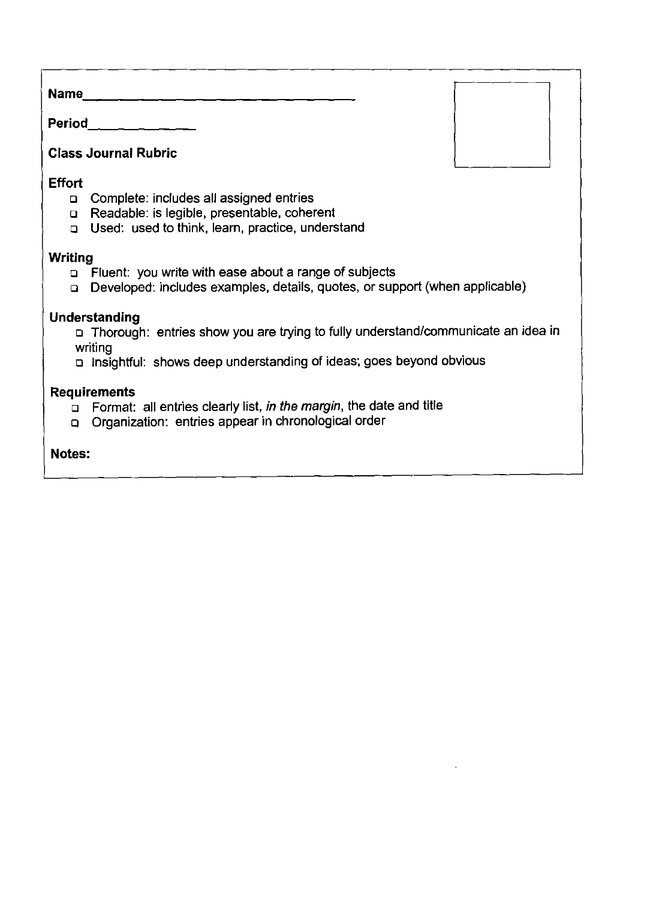Name_______________________________

Period____________

**Class Journal Rubric**

**Effort**

- Complete: includes all assigned entries
- Readable: is legible, presentable, coherent
- Used: used to think, learn, practice, understand

**Writing**

- Fluent: you write with ease about a range of subjects
- Developed: includes examples, details, quotes, or support (when applicable)

**Understanding**

- Thorough: entries show you are trying to fully understand/communicate an idea in writing
- Insightful: shows deep understanding of ideas; goes beyond obvious

**Requirements**

- Format: all entries clearly list, *in the margin*, the date and title
- Organization: entries appear in chronological order

**Notes:**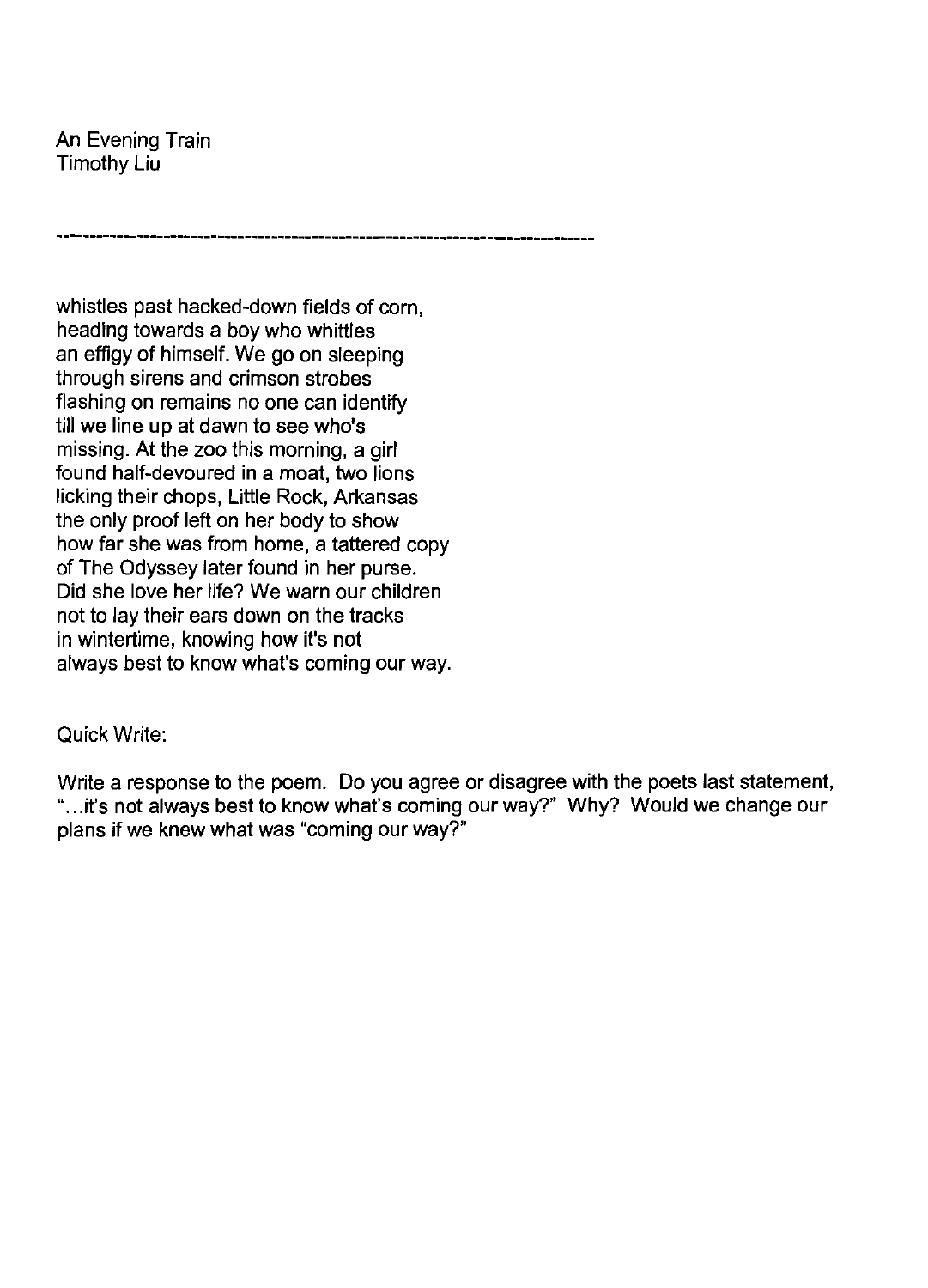An Evening Train
Timothy Liu

---

whistles past hacked-down fields of corn,
heading towards a boy who whittles
an effigy of himself. We go on sleeping
through sirens and crimson strobes
flashing on remains no one can identify
till we line up at dawn to see who's
missing. At the zoo this morning, a girl
found half-devoured in a moat, two lions
licking their chops, Little Rock, Arkansas
the only proof left on her body to show
how far she was from home, a tattered copy
of The Odyssey later found in her purse.
Did she love her life? We warn our children
not to lay their ears down on the tracks
in wintertime, knowing how it's not
always best to know what's coming our way.

Quick Write:

Write a response to the poem. Do you agree or disagree with the poets last statement, "...it's not always best to know what's coming our way?" Why? Would we change our plans if we knew what was "coming our way?"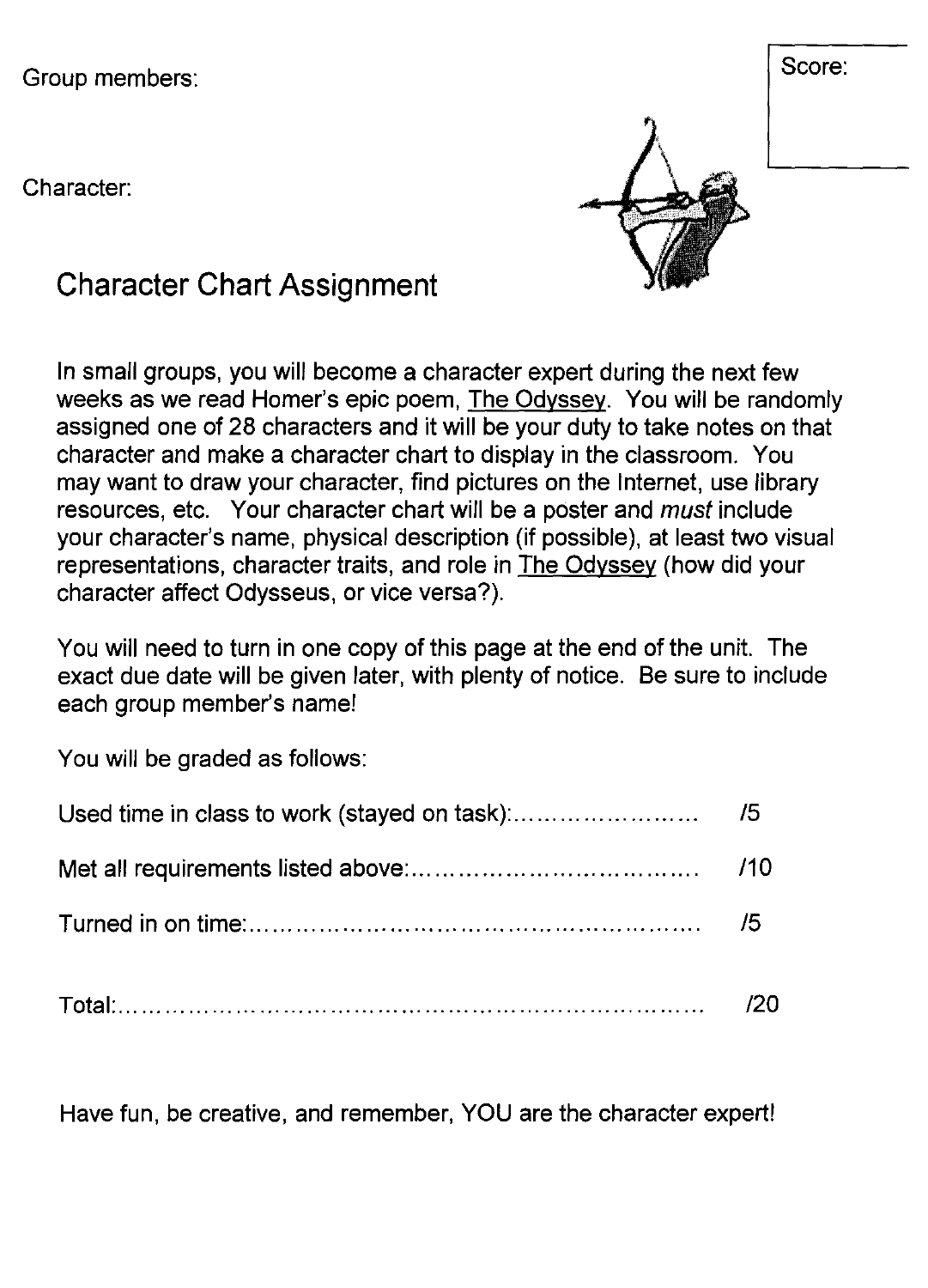Group members:

Score:

Character:

# Character Chart Assignment

In small groups, you will become a character expert during the next few weeks as we read Homer's epic poem, The Odyssey. You will be randomly assigned one of 28 characters and it will be your duty to take notes on that character and make a character chart to display in the classroom. You may want to draw your character, find pictures on the Internet, use library resources, etc. Your character chart will be a poster and *must* include your character's name, physical description (if possible), at least two visual representations, character traits, and role in The Odyssey (how did your character affect Odysseus, or vice versa?).

You will need to turn in one copy of this page at the end of the unit. The exact due date will be given later, with plenty of notice. Be sure to include each group member's name!

You will be graded as follows:

| | |
|---|---|
| Used time in class to work (stayed on task): | /5 |
| Met all requirements listed above: | /10 |
| Turned in on time: | /5 |
| Total: | /20 |

Have fun, be creative, and remember, YOU are the character expert!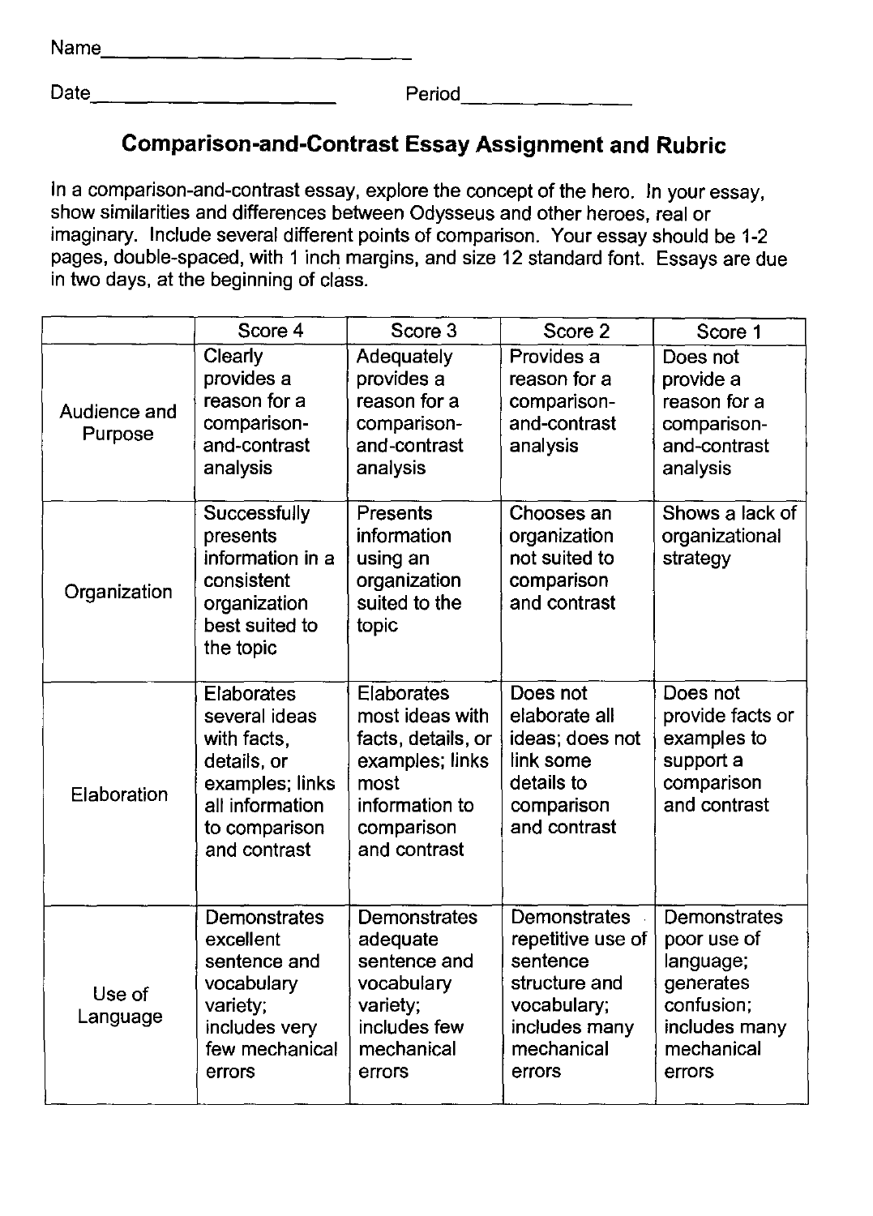Name____________________________

Date______________________ Period_______________

## Comparison-and-Contrast Essay Assignment and Rubric

In a comparison-and-contrast essay, explore the concept of the hero. In your essay, show similarities and differences between Odysseus and other heroes, real or imaginary. Include several different points of comparison. Your essay should be 1-2 pages, double-spaced, with 1 inch margins, and size 12 standard font. Essays are due in two days, at the beginning of class.

| | Score 4 | Score 3 | Score 2 | Score 1 |
|---|---|---|---|---|
| Audience and Purpose | Clearly provides a reason for a comparison-and-contrast analysis | Adequately provides a reason for a comparison-and-contrast analysis | Provides a reason for a comparison-and-contrast analysis | Does not provide a reason for a comparison-and-contrast analysis |
| Organization | Successfully presents information in a consistent organization best suited to the topic | Presents information using an organization suited to the topic | Chooses an organization not suited to comparison and contrast | Shows a lack of organizational strategy |
| Elaboration | Elaborates several ideas with facts, details, or examples; links all information to comparison and contrast | Elaborates most ideas with facts, details, or examples; links most information to comparison and contrast | Does not elaborate all ideas; does not link some details to comparison and contrast | Does not provide facts or examples to support a comparison and contrast |
| Use of Language | Demonstrates excellent sentence and vocabulary variety; includes very few mechanical errors | Demonstrates adequate sentence and vocabulary variety; includes few mechanical errors | Demonstrates repetitive use of sentence structure and vocabulary; includes many mechanical errors | Demonstrates poor use of language; generates confusion; includes many mechanical errors |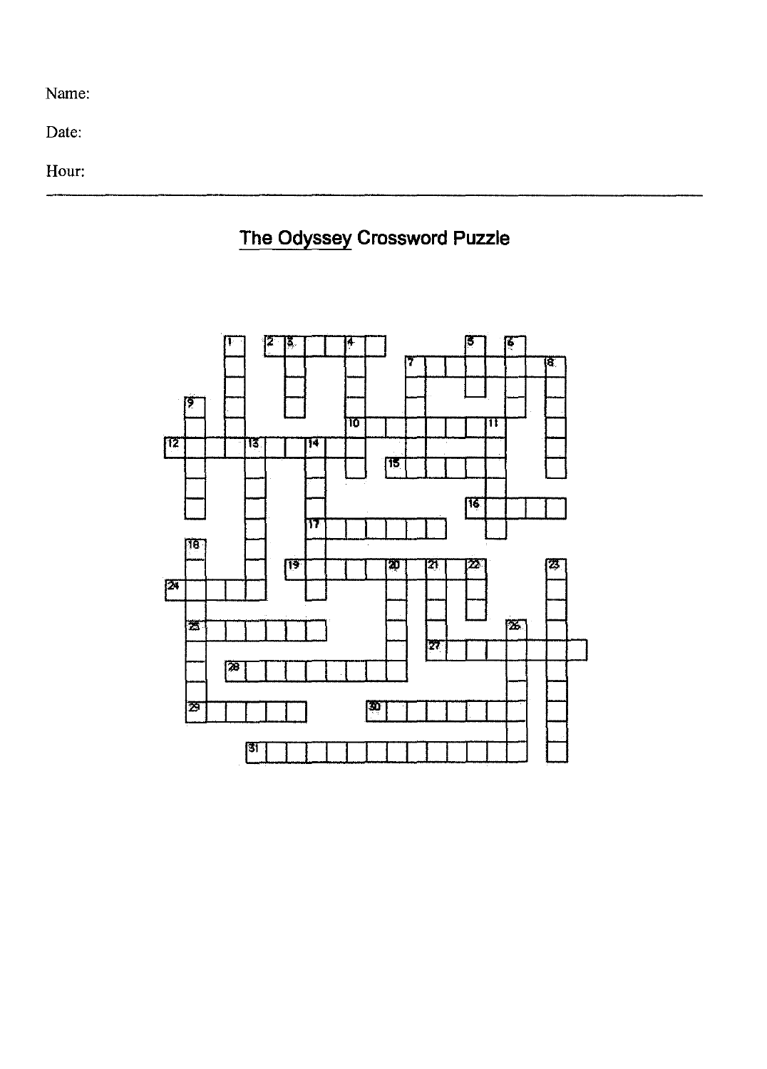Name:

Date:

Hour:

---

# The Odyssey Crossword Puzzle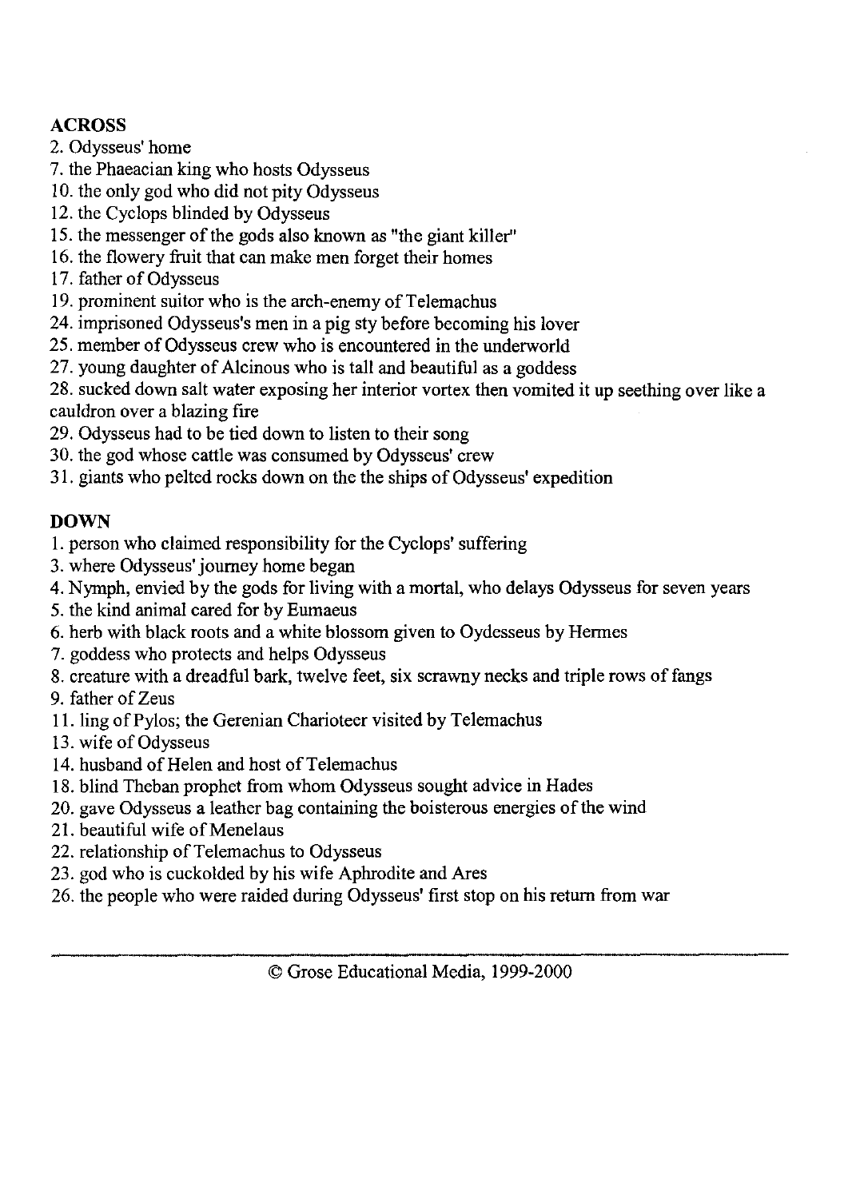**ACROSS**

2. Odysseus' home
7. the Phaeacian king who hosts Odysseus
10. the only god who did not pity Odysseus
12. the Cyclops blinded by Odysseus
15. the messenger of the gods also known as "the giant killer"
16. the flowery fruit that can make men forget their homes
17. father of Odysseus
19. prominent suitor who is the arch-enemy of Telemachus
24. imprisoned Odysseus's men in a pig sty before becoming his lover
25. member of Odysseus crew who is encountered in the underworld
27. young daughter of Alcinous who is tall and beautiful as a goddess
28. sucked down salt water exposing her interior vortex then vomited it up seething over like a cauldron over a blazing fire
29. Odysseus had to be tied down to listen to their song
30. the god whose cattle was consumed by Odysseus' crew
31. giants who pelted rocks down on the the ships of Odysseus' expedition

**DOWN**

1. person who claimed responsibility for the Cyclops' suffering
3. where Odysseus' journey home began
4. Nymph, envied by the gods for living with a mortal, who delays Odysseus for seven years
5. the kind animal cared for by Eumaeus
6. herb with black roots and a white blossom given to Oydesseus by Hermes
7. goddess who protects and helps Odysseus
8. creature with a dreadful bark, twelve feet, six scrawny necks and triple rows of fangs
9. father of Zeus
11. ling of Pylos; the Gerenian Charioteer visited by Telemachus
13. wife of Odysseus
14. husband of Helen and host of Telemachus
18. blind Theban prophet from whom Odysseus sought advice in Hades
20. gave Odysseus a leather bag containing the boisterous energies of the wind
21. beautiful wife of Menelaus
22. relationship of Telemachus to Odysseus
23. god who is cuckolded by his wife Aphrodite and Ares
26. the people who were raided during Odysseus' first stop on his return from war

---

© Grose Educational Media, 1999-2000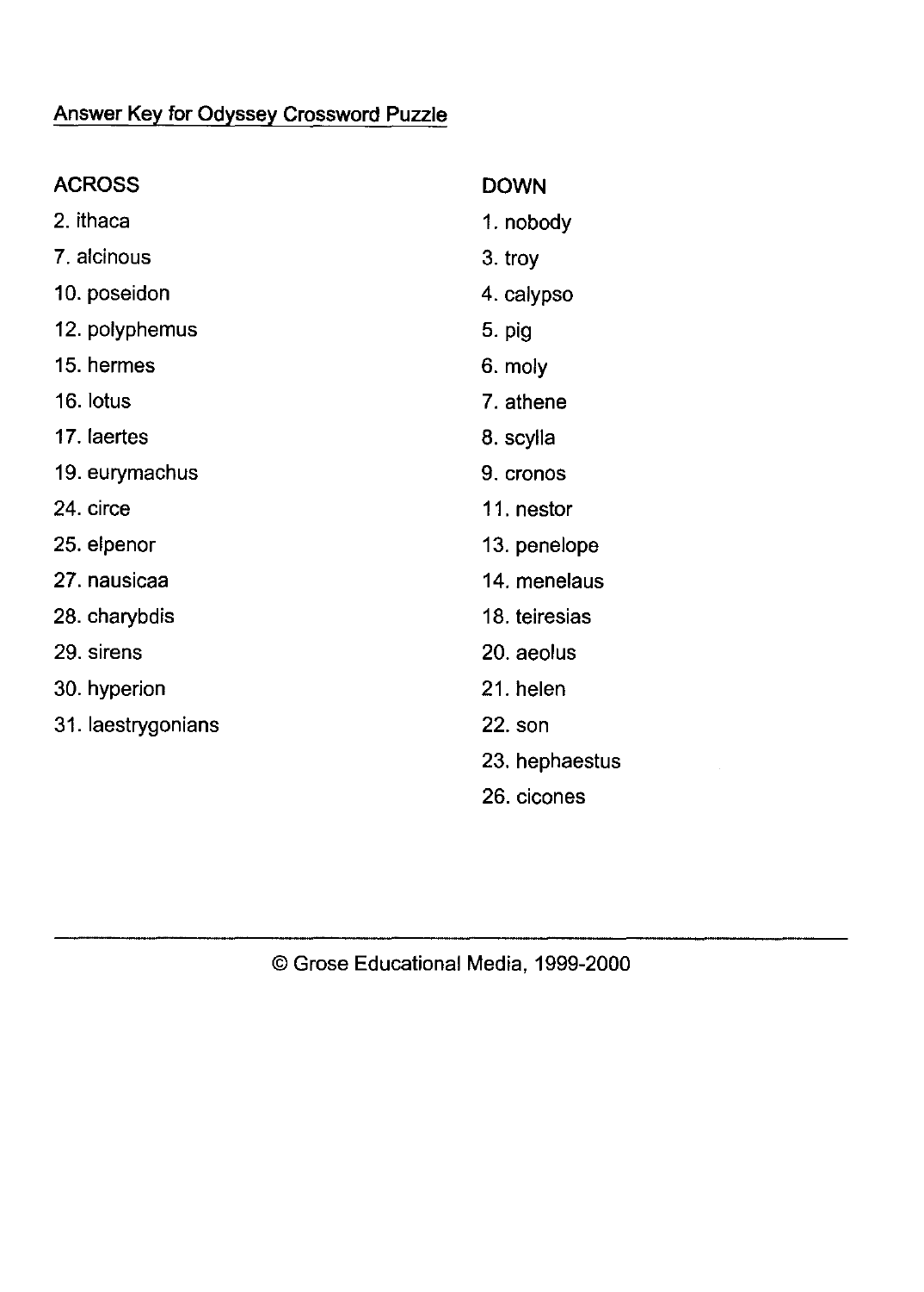## Answer Key for Odyssey Crossword Puzzle

### ACROSS

2. ithaca
7. alcinous
10. poseidon
12. polyphemus
15. hermes
16. lotus
17. laertes
19. eurymachus
24. circe
25. elpenor
27. nausicaa
28. charybdis
29. sirens
30. hyperion
31. laestrygonians

### DOWN

1. nobody
3. troy
4. calypso
5. pig
6. moly
7. athene
8. scylla
9. cronos
11. nestor
13. penelope
14. menelaus
18. teiresias
20. aeolus
21. helen
22. son
23. hephaestus
26. cicones

---

© Grose Educational Media, 1999-2000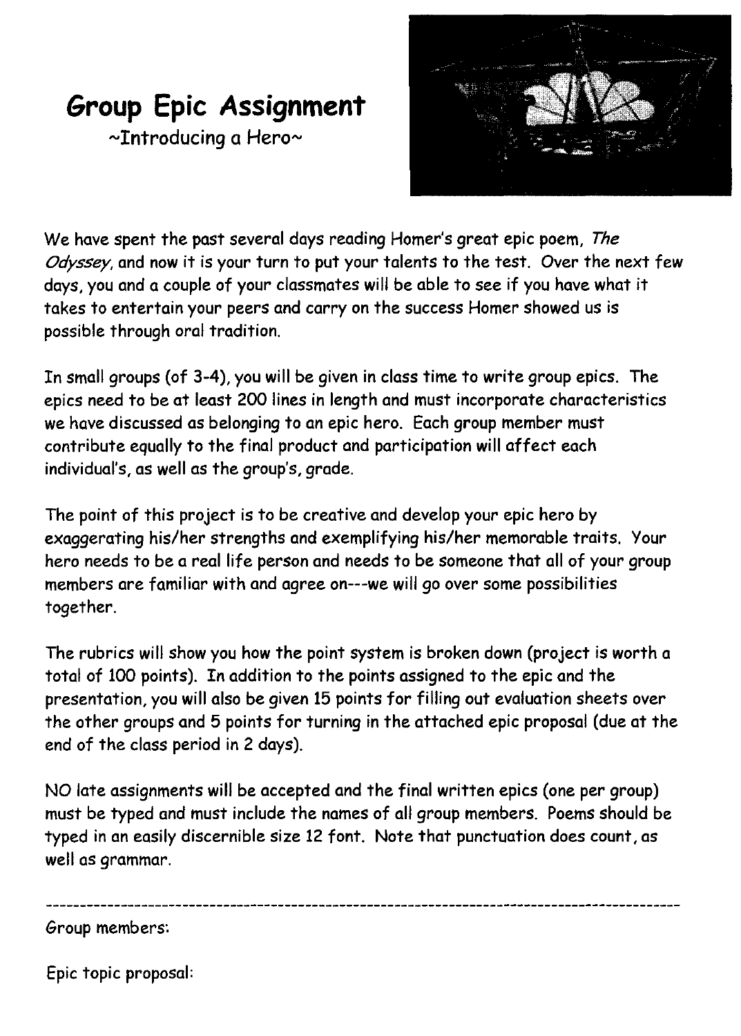# Group Epic Assignment

~Introducing a Hero~

We have spent the past several days reading Homer's great epic poem, *The Odyssey*, and now it is your turn to put your talents to the test. Over the next few days, you and a couple of your classmates will be able to see if you have what it takes to entertain your peers and carry on the success Homer showed us is possible through oral tradition.

In small groups (of 3-4), you will be given in class time to write group epics. The epics need to be at least 200 lines in length and must incorporate characteristics we have discussed as belonging to an epic hero. Each group member must contribute equally to the final product and participation will affect each individual's, as well as the group's, grade.

The point of this project is to be creative and develop your epic hero by exaggerating his/her strengths and exemplifying his/her memorable traits. Your hero needs to be a real life person and needs to be someone that all of your group members are familiar with and agree on---we will go over some possibilities together.

The rubrics will show you how the point system is broken down (project is worth a total of 100 points). In addition to the points assigned to the epic and the presentation, you will also be given 15 points for filling out evaluation sheets over the other groups and 5 points for turning in the attached epic proposal (due at the end of the class period in 2 days).

NO late assignments will be accepted and the final written epics (one per group) must be typed and must include the names of all group members. Poems should be typed in an easily discernible size 12 font. Note that punctuation does count, as well as grammar.

---

Group members:

Epic topic proposal: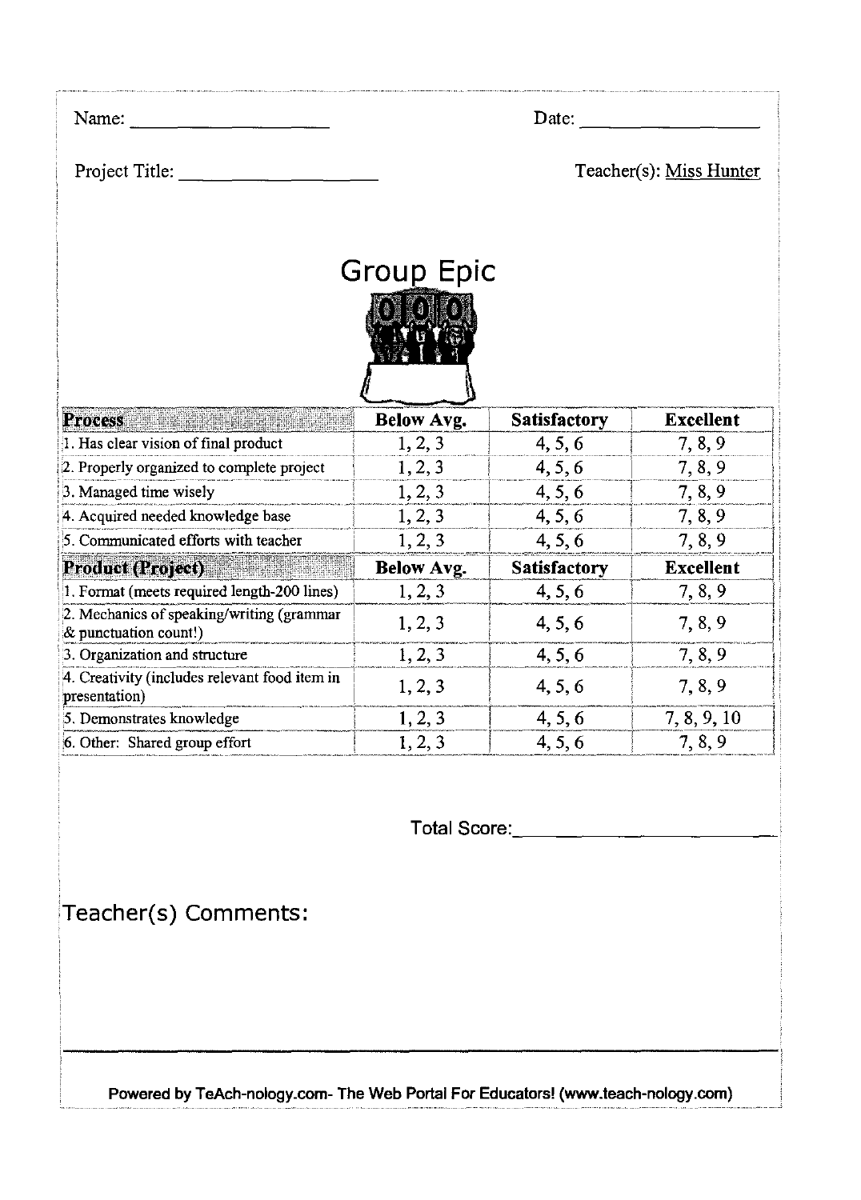Name: ____________________ Date: __________________

Project Title: ____________________ Teacher(s): Miss Hunter

# Group Epic

| Process | Below Avg. | Satisfactory | Excellent |
|---|---|---|---|
| 1. Has clear vision of final product | 1, 2, 3 | 4, 5, 6 | 7, 8, 9 |
| 2. Properly organized to complete project | 1, 2, 3 | 4, 5, 6 | 7, 8, 9 |
| 3. Managed time wisely | 1, 2, 3 | 4, 5, 6 | 7, 8, 9 |
| 4. Acquired needed knowledge base | 1, 2, 3 | 4, 5, 6 | 7, 8, 9 |
| 5. Communicated efforts with teacher | 1, 2, 3 | 4, 5, 6 | 7, 8, 9 |
| **Product (Project)** | **Below Avg.** | **Satisfactory** | **Excellent** |
| 1. Format (meets required length-200 lines) | 1, 2, 3 | 4, 5, 6 | 7, 8, 9 |
| 2. Mechanics of speaking/writing (grammar & punctuation count!) | 1, 2, 3 | 4, 5, 6 | 7, 8, 9 |
| 3. Organization and structure | 1, 2, 3 | 4, 5, 6 | 7, 8, 9 |
| 4. Creativity (includes relevant food item in presentation) | 1, 2, 3 | 4, 5, 6 | 7, 8, 9 |
| 5. Demonstrates knowledge | 1, 2, 3 | 4, 5, 6 | 7, 8, 9, 10 |
| 6. Other: Shared group effort | 1, 2, 3 | 4, 5, 6 | 7, 8, 9 |

Total Score: ________________________

Teacher(s) Comments:

**Powered by TeAch-nology.com- The Web Portal For Educators! (www.teach-nology.com)**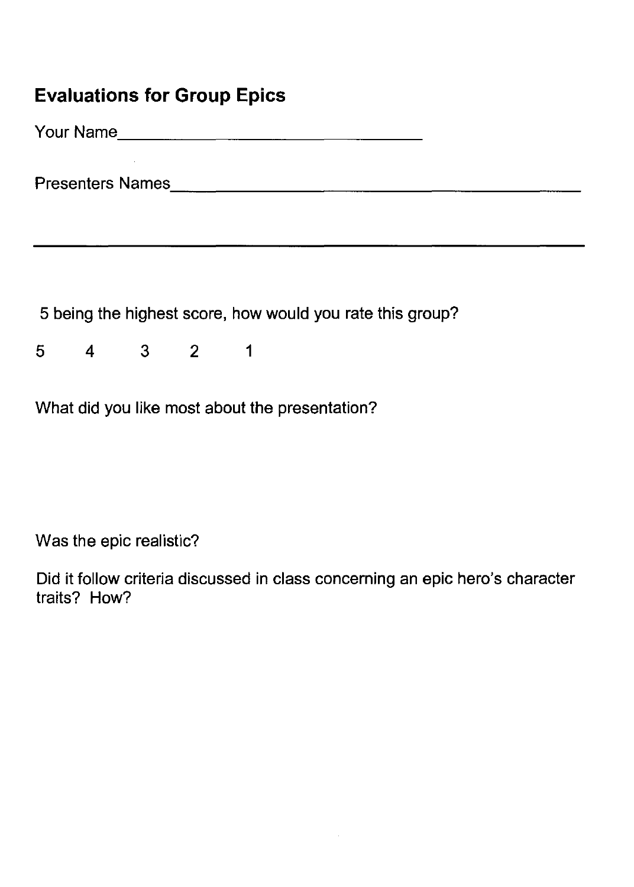## Evaluations for Group Epics

Your Name________________________________

Presenters Names________________________________________

______________________________________________________

5 being the highest score, how would you rate this group?

5 4 3 2 1

What did you like most about the presentation?

Was the epic realistic?

Did it follow criteria discussed in class concerning an epic hero's character traits? How?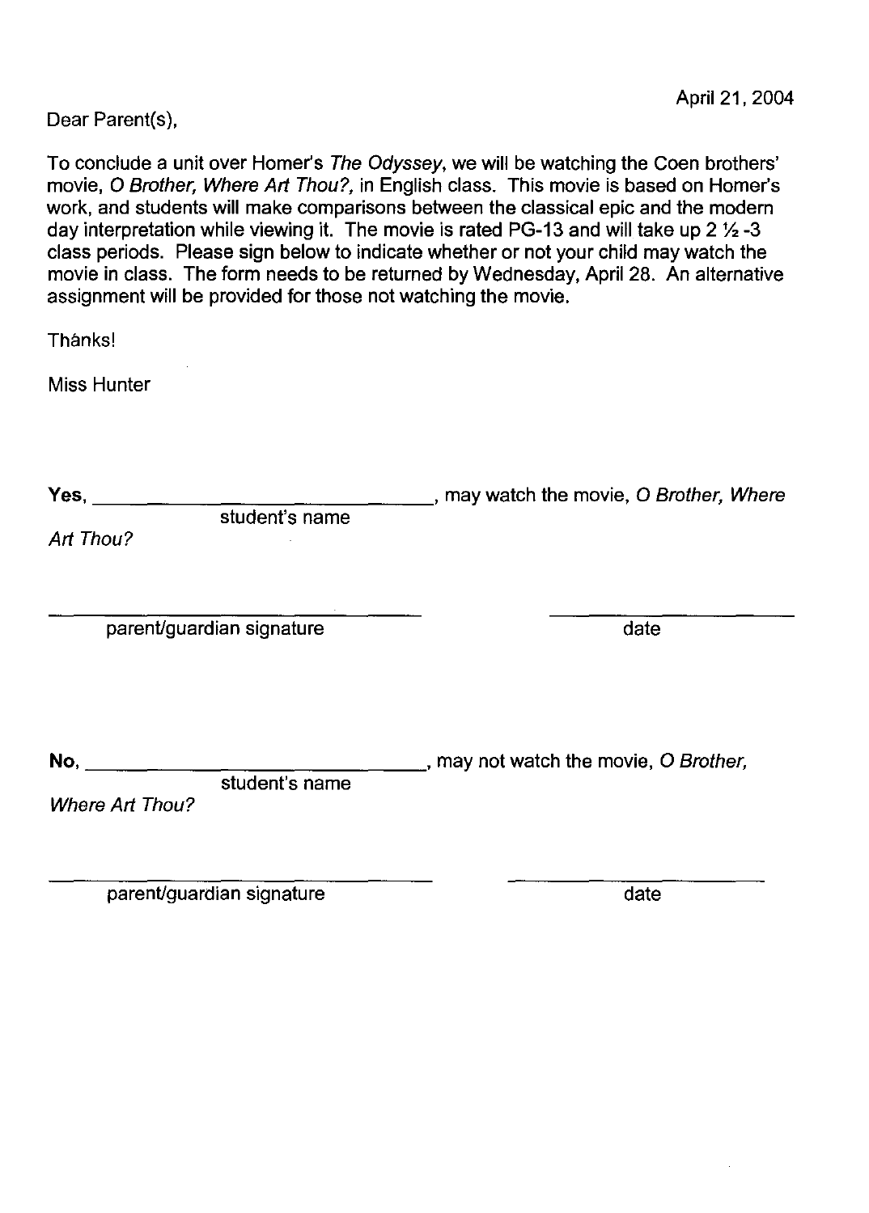April 21, 2004

Dear Parent(s),

To conclude a unit over Homer's *The Odyssey*, we will be watching the Coen brothers' movie, *O Brother, Where Art Thou?,* in English class. This movie is based on Homer's work, and students will make comparisons between the classical epic and the modern day interpretation while viewing it. The movie is rated PG-13 and will take up 2 ½ -3 class periods. Please sign below to indicate whether or not your child may watch the movie in class. The form needs to be returned by Wednesday, April 28. An alternative assignment will be provided for those not watching the movie.

Thanks!

Miss Hunter

**Yes,** ________________________________, may watch the movie, *O Brother, Where Art Thou?*
student's name

________________________________ ____________________
parent/guardian signature date

**No,** ________________________________, may not watch the movie, *O Brother, Where Art Thou?*
student's name

________________________________ ____________________
parent/guardian signature date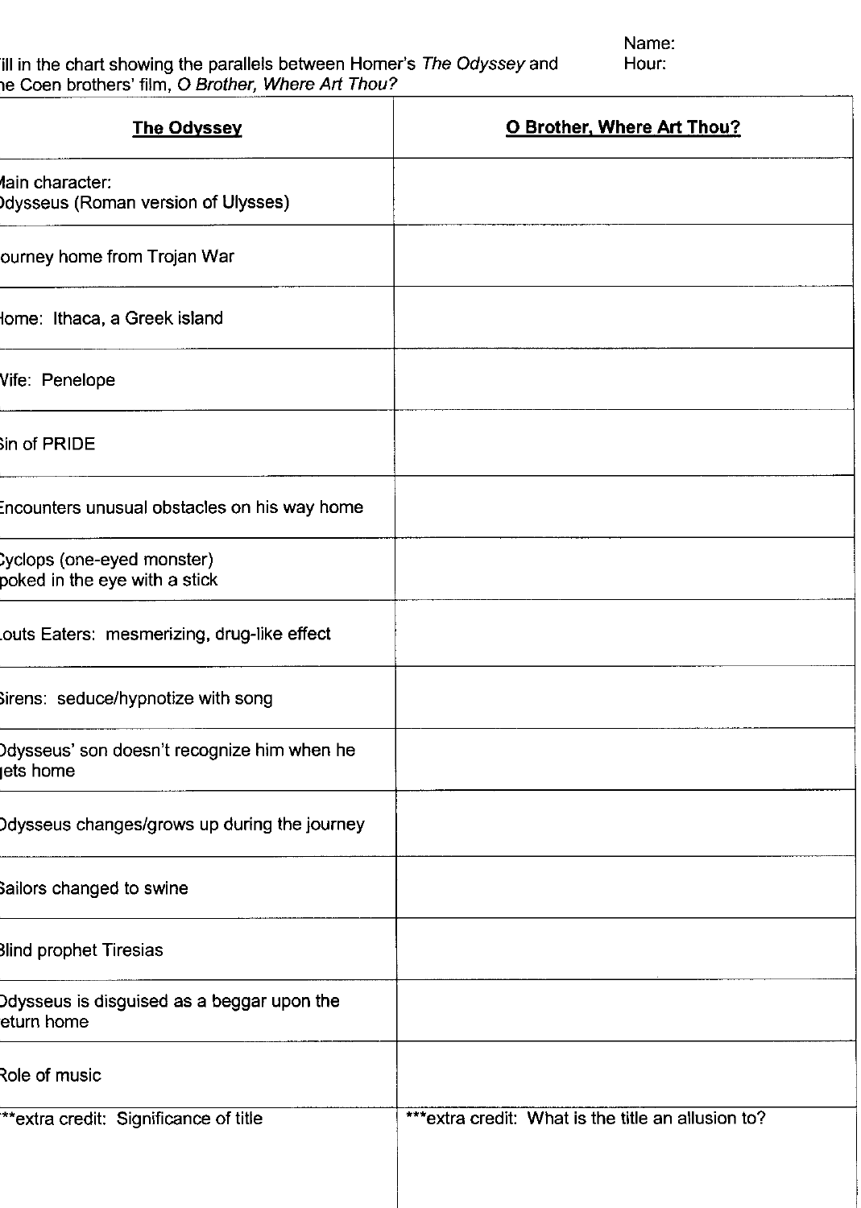Name:
Hour:

Fill in the chart showing the parallels between Homer's *The Odyssey* and the Coen brothers' film, *O Brother, Where Art Thou?*

| **The Odyssey** | **O Brother, Where Art Thou?** |
|---|---|
| Main character: Odysseus (Roman version of Ulysses) | |
| Journey home from Trojan War | |
| Home: Ithaca, a Greek island | |
| Wife: Penelope | |
| Sin of PRIDE | |
| Encounters unusual obstacles on his way home | |
| Cyclops (one-eyed monster) poked in the eye with a stick | |
| Louts Eaters: mesmerizing, drug-like effect | |
| Sirens: seduce/hypnotize with song | |
| Odysseus' son doesn't recognize him when he gets home | |
| Odysseus changes/grows up during the journey | |
| Sailors changed to swine | |
| Blind prophet Tiresias | |
| Odysseus is disguised as a beggar upon the return home | |
| Role of music | |
| ***extra credit: Significance of title | ***extra credit: What is the title an allusion to? |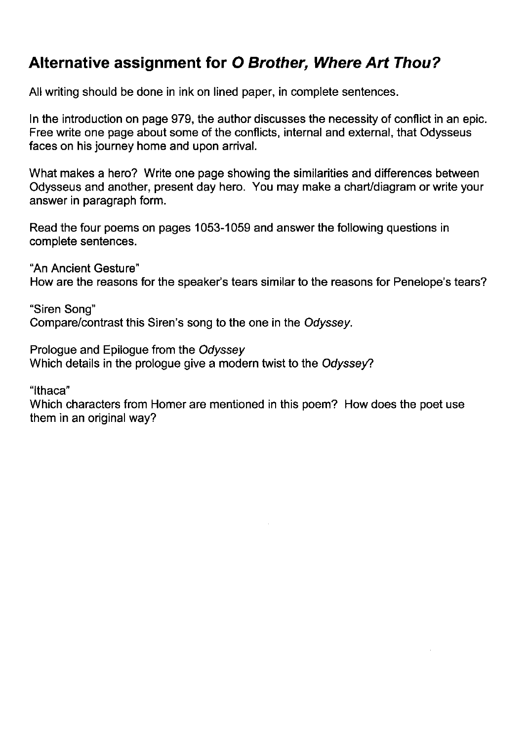## Alternative assignment for *O Brother, Where Art Thou?*

All writing should be done in ink on lined paper, in complete sentences.

In the introduction on page 979, the author discusses the necessity of conflict in an epic. Free write one page about some of the conflicts, internal and external, that Odysseus faces on his journey home and upon arrival.

What makes a hero? Write one page showing the similarities and differences between Odysseus and another, present day hero. You may make a chart/diagram or write your answer in paragraph form.

Read the four poems on pages 1053-1059 and answer the following questions in complete sentences.

"An Ancient Gesture"
How are the reasons for the speaker's tears similar to the reasons for Penelope's tears?

"Siren Song"
Compare/contrast this Siren's song to the one in the *Odyssey*.

Prologue and Epilogue from the *Odyssey*
Which details in the prologue give a modern twist to the *Odyssey*?

"Ithaca"
Which characters from Homer are mentioned in this poem? How does the poet use them in an original way?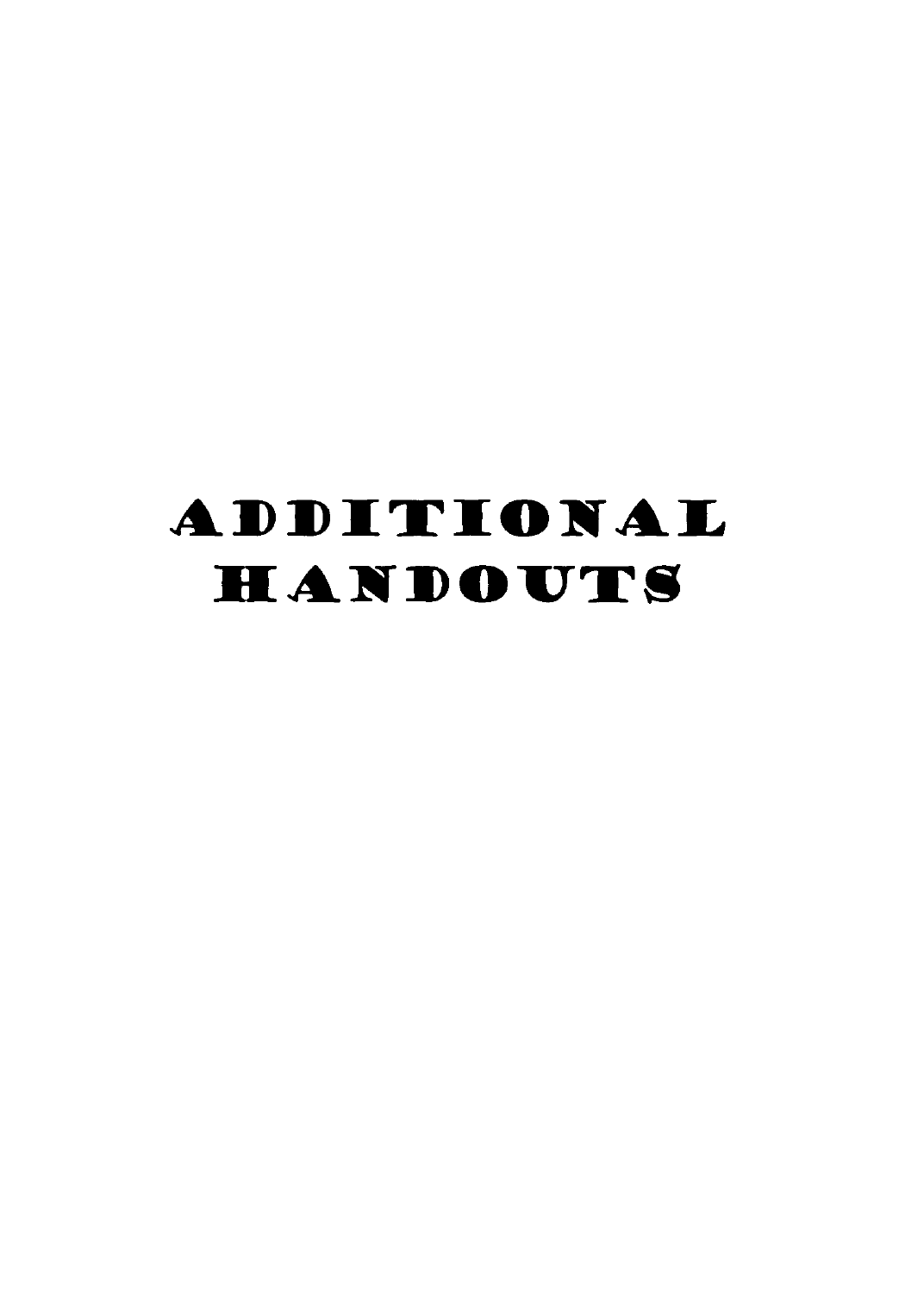# ADDITIONAL HANDOUTS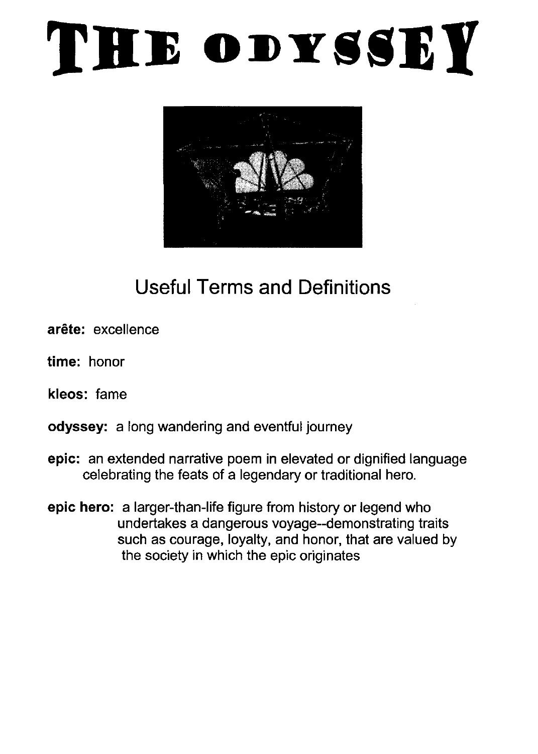# THE ODYSSEY

## Useful Terms and Definitions

**arête:** excellence

**time:** honor

**kleos:** fame

**odyssey:** a long wandering and eventful journey

**epic:** an extended narrative poem in elevated or dignified language celebrating the feats of a legendary or traditional hero.

**epic hero:** a larger-than-life figure from history or legend who undertakes a dangerous voyage--demonstrating traits such as courage, loyalty, and honor, that are valued by the society in which the epic originates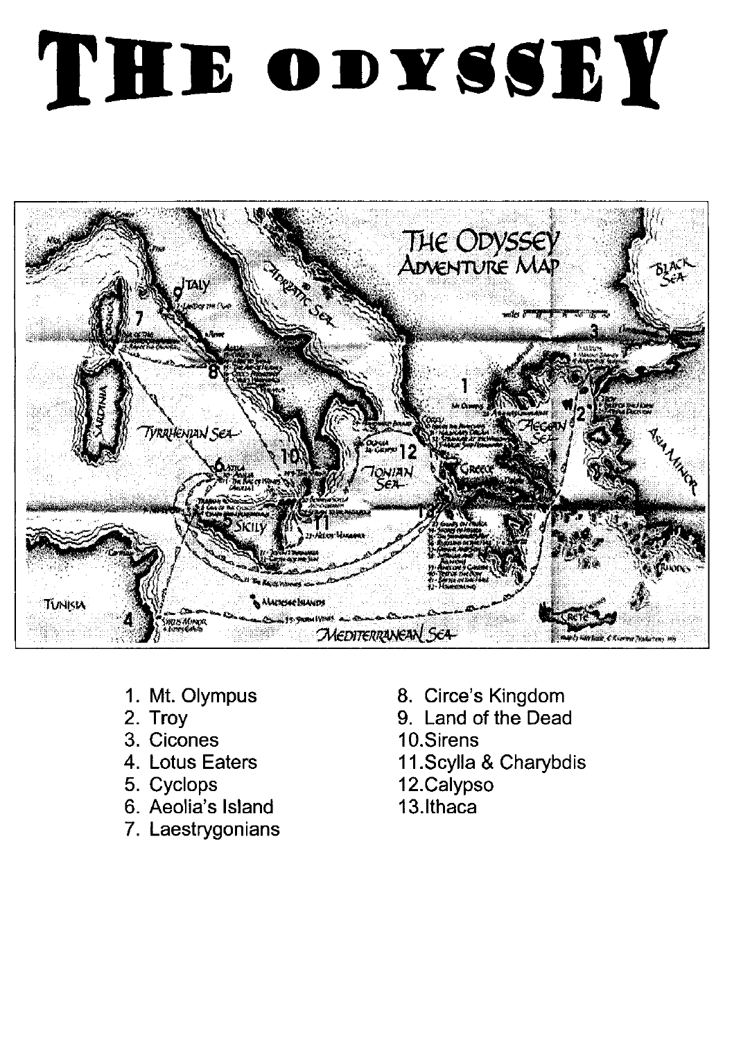# THE ODYSSEY

1. Mt. Olympus
2. Troy
3. Cicones
4. Lotus Eaters
5. Cyclops
6. Aeolia's Island
7. Laestrygonians
8. Circe's Kingdom
9. Land of the Dead
10. Sirens
11. Scylla & Charybdis
12. Calypso
13. Ithaca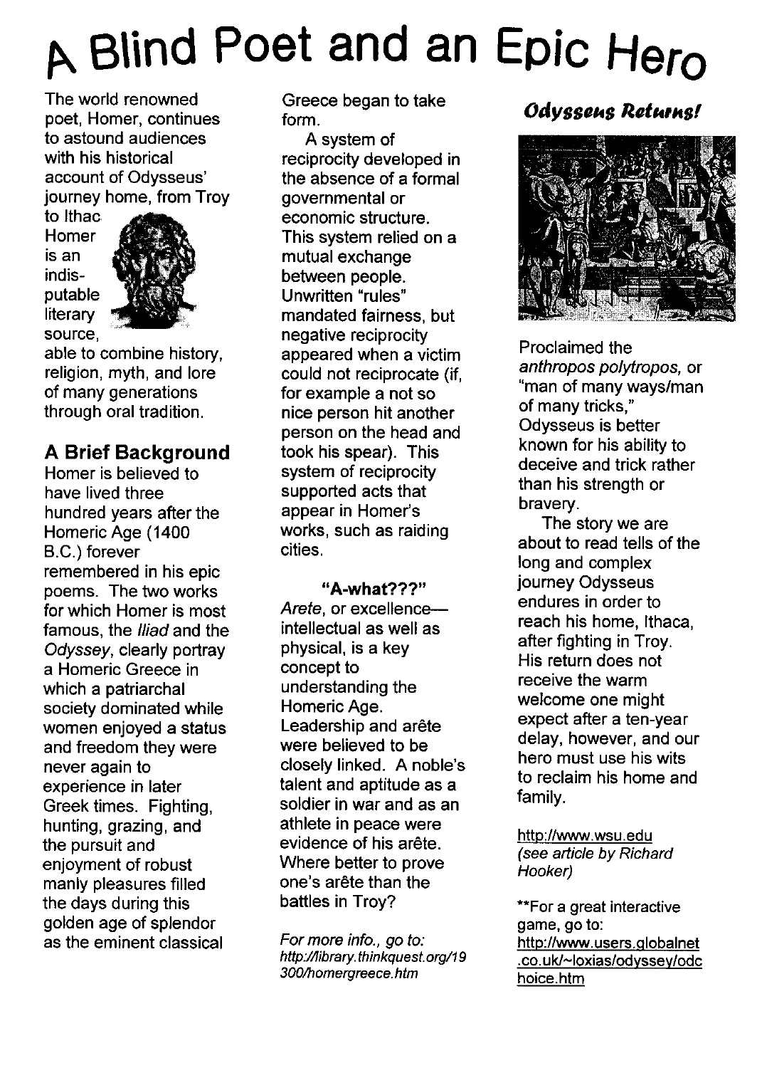# A Blind Poet and an Epic Hero

The world renowned poet, Homer, continues to astound audiences with his historical account of Odysseus' journey home, from Troy to Ithac Homer is an indis-putable literary source, able to combine history, religion, myth, and lore of many generations through oral tradition.

## A Brief Background

Homer is believed to have lived three hundred years after the Homeric Age (1400 B.C.) forever remembered in his epic poems. The two works for which Homer is most famous, the *Iliad* and the *Odyssey*, clearly portray a Homeric Greece in which a patriarchal society dominated while women enjoyed a status and freedom they were never again to experience in later Greek times. Fighting, hunting, grazing, and the pursuit and enjoyment of robust manly pleasures filled the days during this golden age of splendor as the eminent classical Greece began to take form.

A system of reciprocity developed in the absence of a formal governmental or economic structure. This system relied on a mutual exchange between people. Unwritten "rules" mandated fairness, but negative reciprocity appeared when a victim could not reciprocate (if, for example a not so nice person hit another person on the head and took his spear). This system of reciprocity supported acts that appear in Homer's works, such as raiding cities.

### "A-what???"

*Arete*, or excellence—intellectual as well as physical, is a key concept to understanding the Homeric Age. Leadership and arête were believed to be closely linked. A noble's talent and aptitude as a soldier in war and as an athlete in peace were evidence of his arête. Where better to prove one's arête than the battles in Troy?

*For more info., go to: http://library.thinkquest.org/19300/homergreece.htm*

### *Odysseus Returns!*

Proclaimed the *anthropos polytropos*, or "man of many ways/man of many tricks," Odysseus is better known for his ability to deceive and trick rather than his strength or bravery.

The story we are about to read tells of the long and complex journey Odysseus endures in order to reach his home, Ithaca, after fighting in Troy. His return does not receive the warm welcome one might expect after a ten-year delay, however, and our hero must use his wits to reclaim his home and family.

http://www.wsu.edu *(see article by Richard Hooker)*

**For a great interactive game, go to: http://www.users.globalnet.co.uk/~loxias/odyssey/odchoice.htm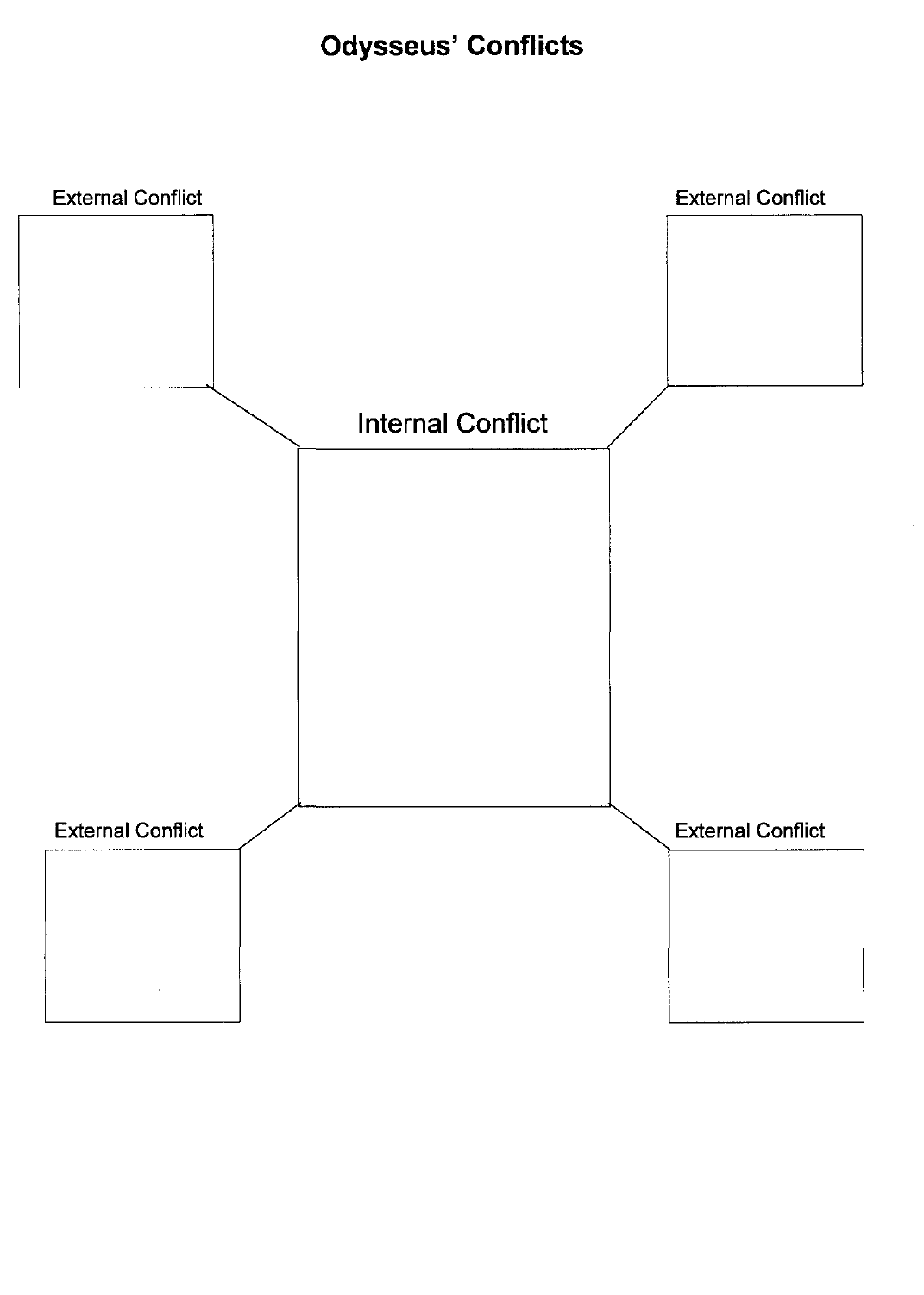# Odysseus' Conflicts

External Conflict

External Conflict

Internal Conflict

External Conflict

External Conflict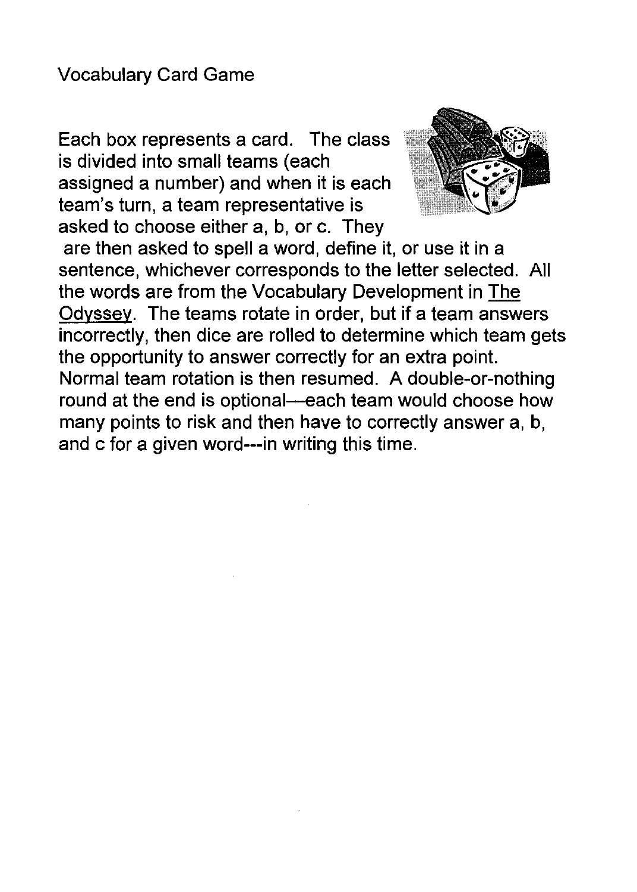# Vocabulary Card Game

Each box represents a card. The class is divided into small teams (each assigned a number) and when it is each team's turn, a team representative is asked to choose either a, b, or c. They are then asked to spell a word, define it, or use it in a sentence, whichever corresponds to the letter selected. All the words are from the Vocabulary Development in The Odyssey. The teams rotate in order, but if a team answers incorrectly, then dice are rolled to determine which team gets the opportunity to answer correctly for an extra point. Normal team rotation is then resumed. A double-or-nothing round at the end is optional—each team would choose how many points to risk and then have to correctly answer a, b, and c for a given word---in writing this time.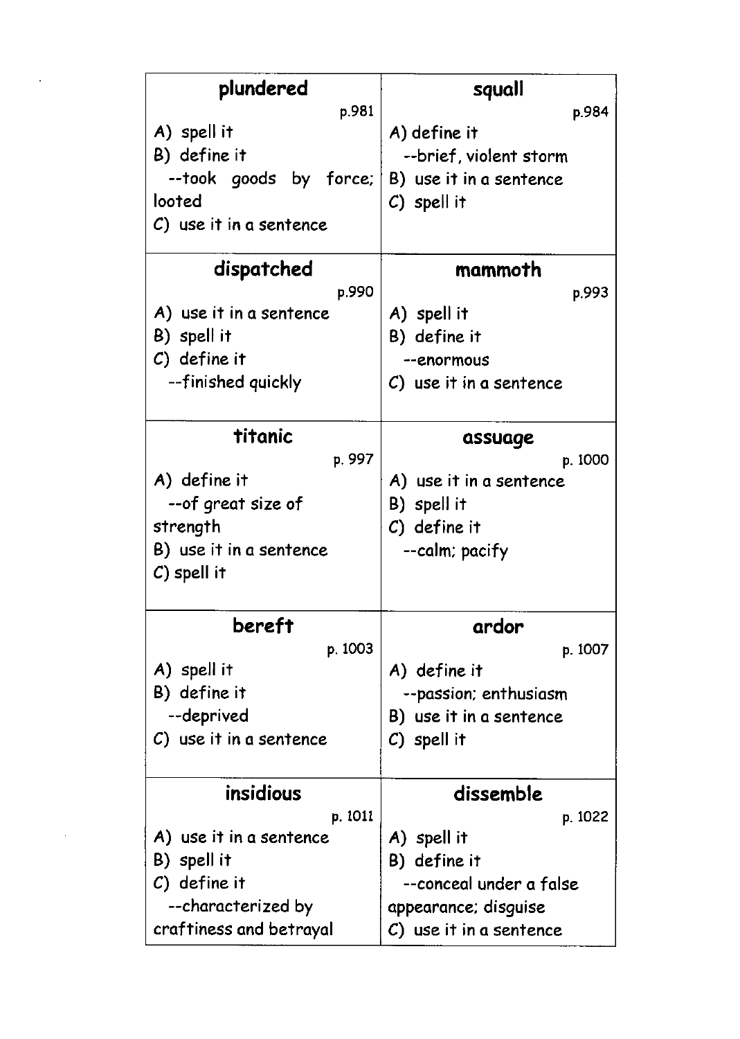| plundered | squall |
| --- | --- |
| p.981<br>A) spell it<br>B) define it<br>--took goods by force; looted<br>C) use it in a sentence | p.984<br>A) define it<br>--brief, violent storm<br>B) use it in a sentence<br>C) spell it |
| **dispatched**<br>p.990<br>A) use it in a sentence<br>B) spell it<br>C) define it<br>--finished quickly | **mammoth**<br>p.993<br>A) spell it<br>B) define it<br>--enormous<br>C) use it in a sentence |
| **titanic**<br>p. 997<br>A) define it<br>--of great size of strength<br>B) use it in a sentence<br>C) spell it | **assuage**<br>p. 1000<br>A) use it in a sentence<br>B) spell it<br>C) define it<br>--calm; pacify |
| **bereft**<br>p. 1003<br>A) spell it<br>B) define it<br>--deprived<br>C) use it in a sentence | **ardor**<br>p. 1007<br>A) define it<br>--passion; enthusiasm<br>B) use it in a sentence<br>C) spell it |
| **insidious**<br>p. 1011<br>A) use it in a sentence<br>B) spell it<br>C) define it<br>--characterized by craftiness and betrayal | **dissemble**<br>p. 1022<br>A) spell it<br>B) define it<br>--conceal under a false appearance; disguise<br>C) use it in a sentence |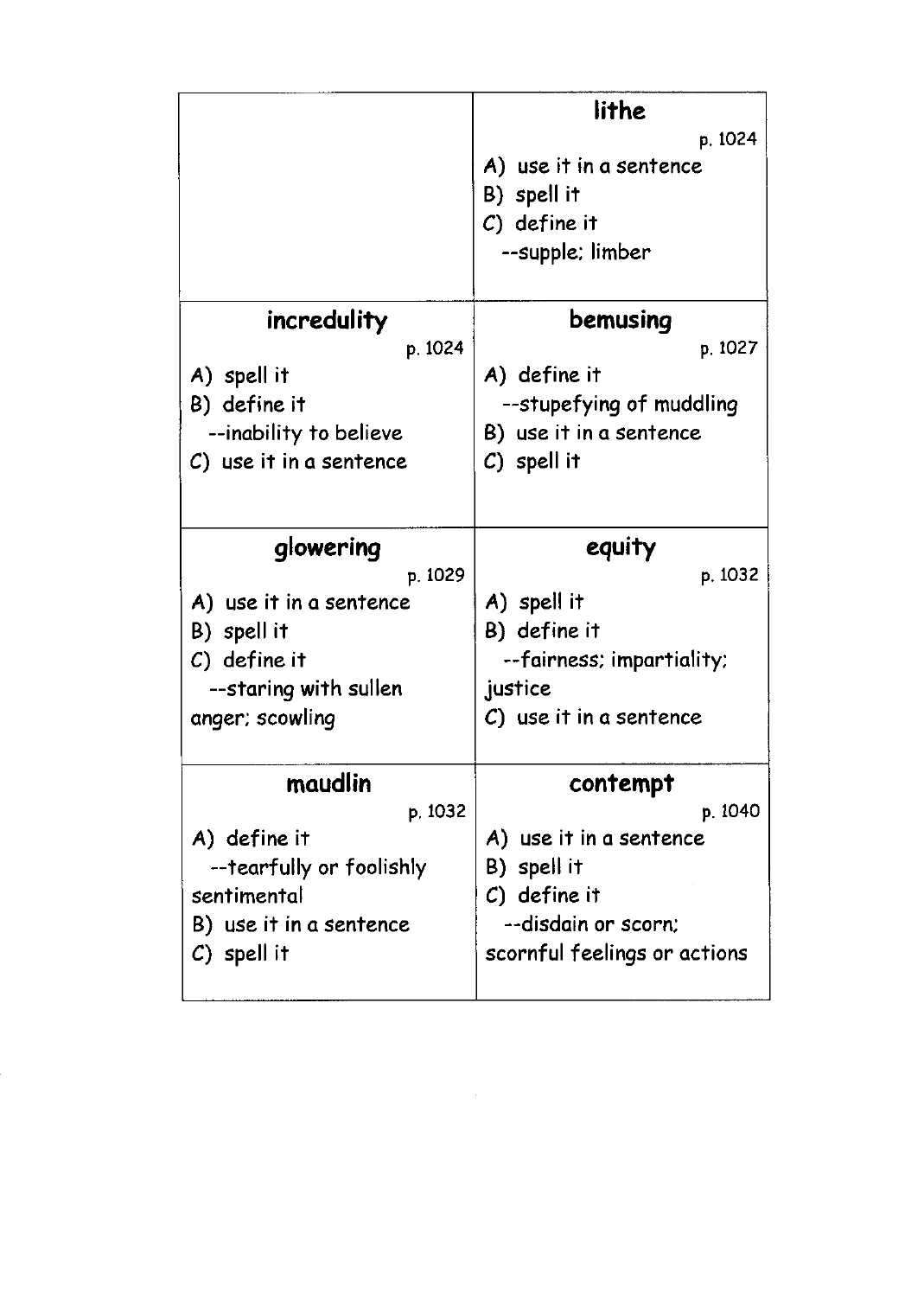|  | **lithe**<br>p. 1024<br>A) use it in a sentence<br>B) spell it<br>C) define it<br>--supple; limber |
|---|---|
| **incredulity**<br>p. 1024<br>A) spell it<br>B) define it<br>--inability to believe<br>C) use it in a sentence | **bemusing**<br>p. 1027<br>A) define it<br>--stupefying of muddling<br>B) use it in a sentence<br>C) spell it |
| **glowering**<br>p. 1029<br>A) use it in a sentence<br>B) spell it<br>C) define it<br>--staring with sullen anger; scowling | **equity**<br>p. 1032<br>A) spell it<br>B) define it<br>--fairness; impartiality; justice<br>C) use it in a sentence |
| **maudlin**<br>p. 1032<br>A) define it<br>--tearfully or foolishly sentimental<br>B) use it in a sentence<br>C) spell it | **contempt**<br>p. 1040<br>A) use it in a sentence<br>B) spell it<br>C) define it<br>--disdain or scorn; scornful feelings or actions |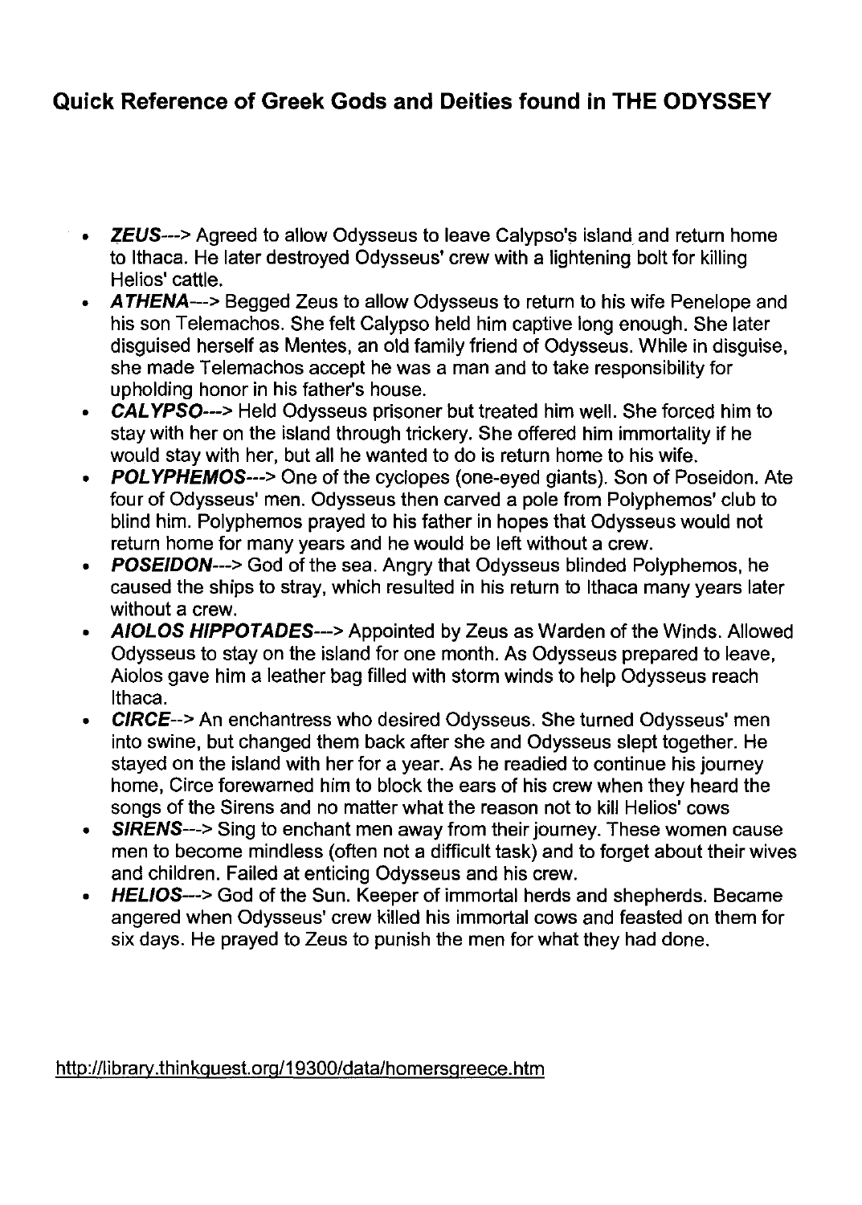## Quick Reference of Greek Gods and Deities found in THE ODYSSEY

- ***ZEUS***---> Agreed to allow Odysseus to leave Calypso's island and return home to Ithaca. He later destroyed Odysseus' crew with a lightening bolt for killing Helios' cattle.
- ***ATHENA***---> Begged Zeus to allow Odysseus to return to his wife Penelope and his son Telemachos. She felt Calypso held him captive long enough. She later disguised herself as Mentes, an old family friend of Odysseus. While in disguise, she made Telemachos accept he was a man and to take responsibility for upholding honor in his father's house.
- ***CALYPSO***---> Held Odysseus prisoner but treated him well. She forced him to stay with her on the island through trickery. She offered him immortality if he would stay with her, but all he wanted to do is return home to his wife.
- ***POLYPHEMOS***---> One of the cyclopes (one-eyed giants). Son of Poseidon. Ate four of Odysseus' men. Odysseus then carved a pole from Polyphemos' club to blind him. Polyphemos prayed to his father in hopes that Odysseus would not return home for many years and he would be left without a crew.
- ***POSEIDON***---> God of the sea. Angry that Odysseus blinded Polyphemos, he caused the ships to stray, which resulted in his return to Ithaca many years later without a crew.
- ***AIOLOS HIPPOTADES***---> Appointed by Zeus as Warden of the Winds. Allowed Odysseus to stay on the island for one month. As Odysseus prepared to leave, Aiolos gave him a leather bag filled with storm winds to help Odysseus reach Ithaca.
- ***CIRCE***--> An enchantress who desired Odysseus. She turned Odysseus' men into swine, but changed them back after she and Odysseus slept together. He stayed on the island with her for a year. As he readied to continue his journey home, Circe forewarned him to block the ears of his crew when they heard the songs of the Sirens and no matter what the reason not to kill Helios' cows
- ***SIRENS***---> Sing to enchant men away from their journey. These women cause men to become mindless (often not a difficult task) and to forget about their wives and children. Failed at enticing Odysseus and his crew.
- ***HELIOS***---> God of the Sun. Keeper of immortal herds and shepherds. Became angered when Odysseus' crew killed his immortal cows and feasted on them for six days. He prayed to Zeus to punish the men for what they had done.

http://library.thinkquest.org/19300/data/homersgreece.htm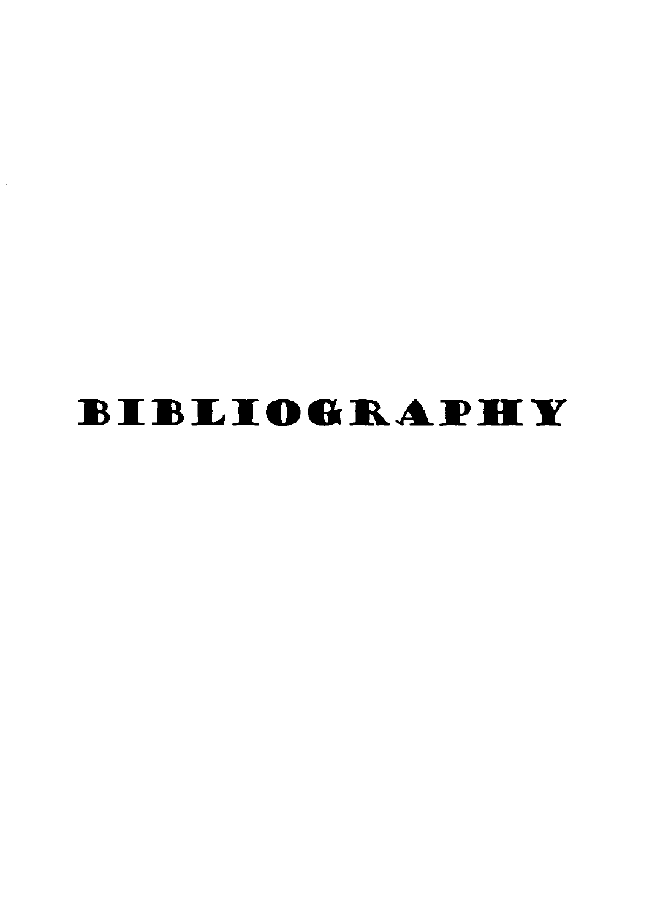# BIBLIOGRAPHY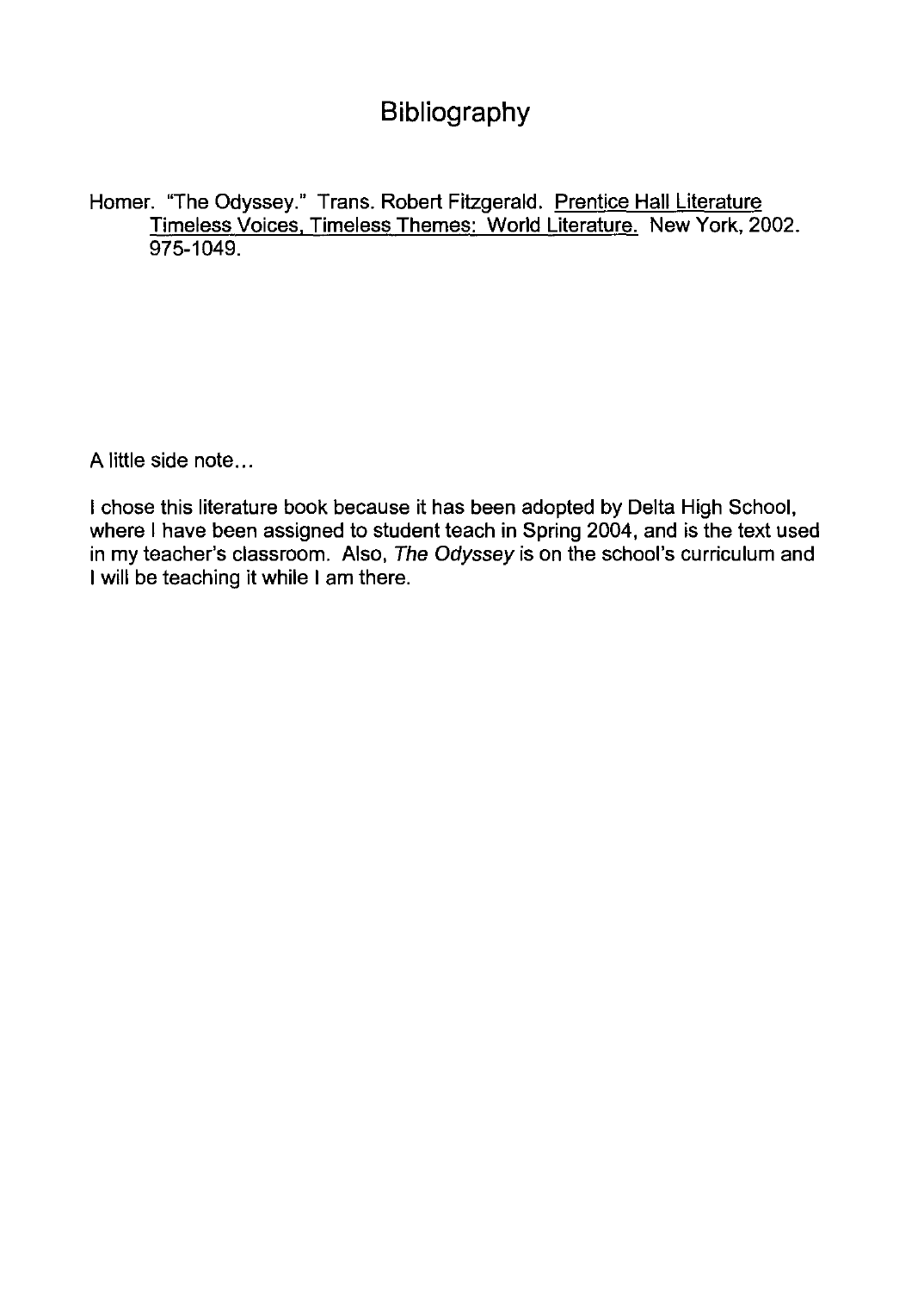# Bibliography

Homer. "The Odyssey." Trans. Robert Fitzgerald. <u>Prentice Hall Literature Timeless Voices, Timeless Themes: World Literature.</u> New York, 2002. 975-1049.

A little side note...

I chose this literature book because it has been adopted by Delta High School, where I have been assigned to student teach in Spring 2004, and is the text used in my teacher's classroom. Also, *The Odyssey* is on the school's curriculum and I will be teaching it while I am there.